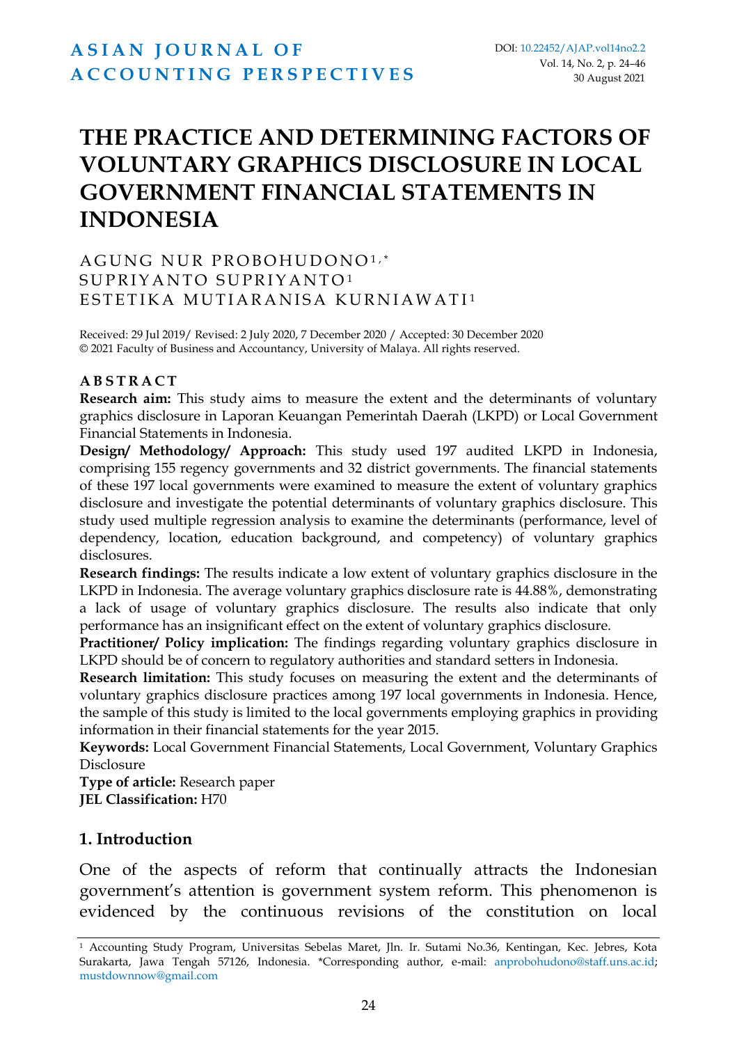# ASIAN JOURNAL OF ACCOUNTING PERSPECTIVES

DOI: 10.22452/AJAP.vol14no2.2
Vol. 14, No. 2, p. 24–46
30 August 2021

# THE PRACTICE AND DETERMINING FACTORS OF VOLUNTARY GRAPHICS DISCLOSURE IN LOCAL GOVERNMENT FINANCIAL STATEMENTS IN INDONESIA

AGUNG NUR PROBOHUDONO[1,*]
SUPRIYANTO SUPRIYANTO[1]
ESTETIKA MUTIARANISA KURNIAWATI[1]

Received: 29 Jul 2019/ Revised: 2 July 2020, 7 December 2020 / Accepted: 30 December 2020
© 2021 Faculty of Business and Accountancy, University of Malaya. All rights reserved.

## ABSTRACT

**Research aim:** This study aims to measure the extent and the determinants of voluntary graphics disclosure in Laporan Keuangan Pemerintah Daerah (LKPD) or Local Government Financial Statements in Indonesia.

**Design/ Methodology/ Approach:** This study used 197 audited LKPD in Indonesia, comprising 155 regency governments and 32 district governments. The financial statements of these 197 local governments were examined to measure the extent of voluntary graphics disclosure and investigate the potential determinants of voluntary graphics disclosure. This study used multiple regression analysis to examine the determinants (performance, level of dependency, location, education background, and competency) of voluntary graphics disclosures.

**Research findings:** The results indicate a low extent of voluntary graphics disclosure in the LKPD in Indonesia. The average voluntary graphics disclosure rate is 44.88%, demonstrating a lack of usage of voluntary graphics disclosure. The results also indicate that only performance has an insignificant effect on the extent of voluntary graphics disclosure.

**Practitioner/ Policy implication:** The findings regarding voluntary graphics disclosure in LKPD should be of concern to regulatory authorities and standard setters in Indonesia.

**Research limitation:** This study focuses on measuring the extent and the determinants of voluntary graphics disclosure practices among 197 local governments in Indonesia. Hence, the sample of this study is limited to the local governments employing graphics in providing information in their financial statements for the year 2015.

**Keywords:** Local Government Financial Statements, Local Government, Voluntary Graphics Disclosure

**Type of article:** Research paper

**JEL Classification:** H70

## 1. Introduction

One of the aspects of reform that continually attracts the Indonesian government's attention is government system reform. This phenomenon is evidenced by the continuous revisions of the constitution on local

---

[1] Accounting Study Program, Universitas Sebelas Maret, Jln. Ir. Sutami No.36, Kentingan, Kec. Jebres, Kota Surakarta, Jawa Tengah 57126, Indonesia. *Corresponding author, e-mail: anprobohudono@staff.uns.ac.id; mustdownnow@gmail.com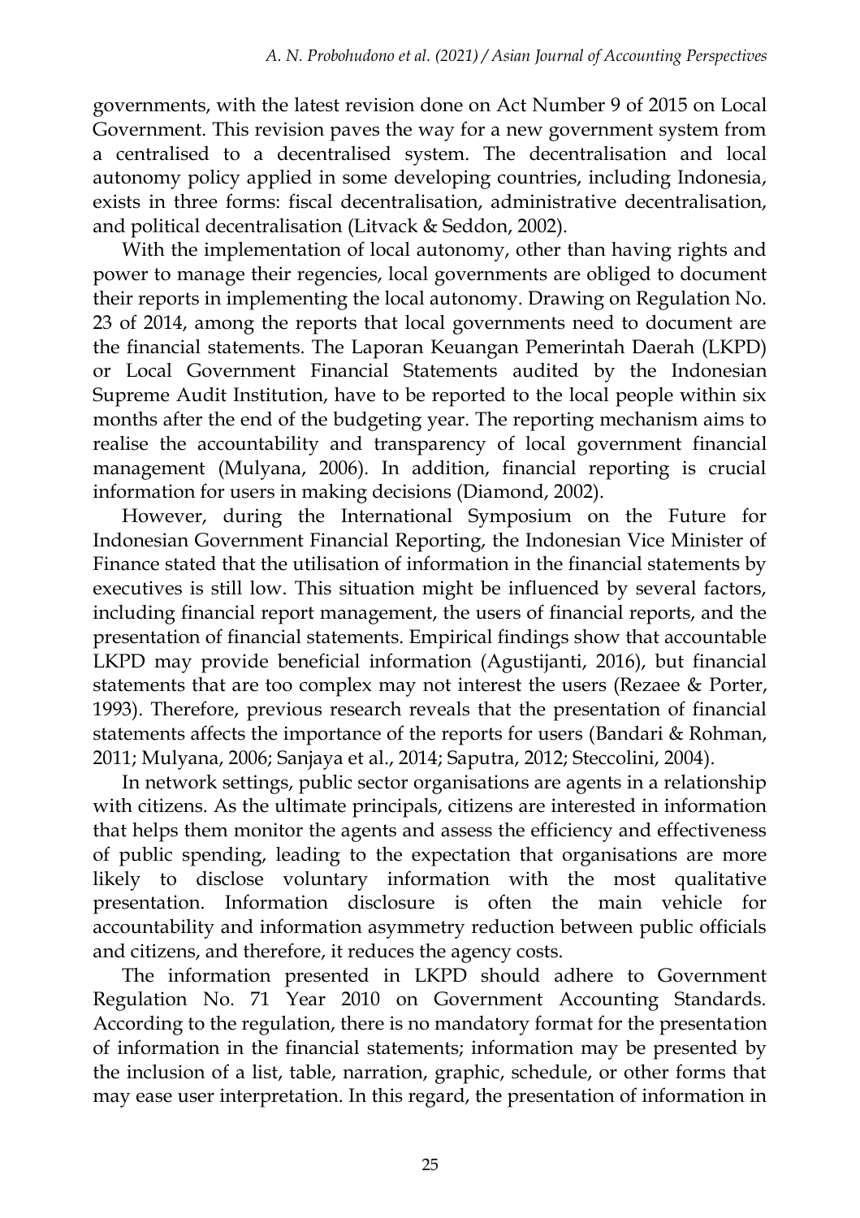governments, with the latest revision done on Act Number 9 of 2015 on Local Government. This revision paves the way for a new government system from a centralised to a decentralised system. The decentralisation and local autonomy policy applied in some developing countries, including Indonesia, exists in three forms: fiscal decentralisation, administrative decentralisation, and political decentralisation (Litvack & Seddon, 2002).

With the implementation of local autonomy, other than having rights and power to manage their regencies, local governments are obliged to document their reports in implementing the local autonomy. Drawing on Regulation No. 23 of 2014, among the reports that local governments need to document are the financial statements. The Laporan Keuangan Pemerintah Daerah (LKPD) or Local Government Financial Statements audited by the Indonesian Supreme Audit Institution, have to be reported to the local people within six months after the end of the budgeting year. The reporting mechanism aims to realise the accountability and transparency of local government financial management (Mulyana, 2006). In addition, financial reporting is crucial information for users in making decisions (Diamond, 2002).

However, during the International Symposium on the Future for Indonesian Government Financial Reporting, the Indonesian Vice Minister of Finance stated that the utilisation of information in the financial statements by executives is still low. This situation might be influenced by several factors, including financial report management, the users of financial reports, and the presentation of financial statements. Empirical findings show that accountable LKPD may provide beneficial information (Agustijanti, 2016), but financial statements that are too complex may not interest the users (Rezaee & Porter, 1993). Therefore, previous research reveals that the presentation of financial statements affects the importance of the reports for users (Bandari & Rohman, 2011; Mulyana, 2006; Sanjaya et al., 2014; Saputra, 2012; Steccolini, 2004).

In network settings, public sector organisations are agents in a relationship with citizens. As the ultimate principals, citizens are interested in information that helps them monitor the agents and assess the efficiency and effectiveness of public spending, leading to the expectation that organisations are more likely to disclose voluntary information with the most qualitative presentation. Information disclosure is often the main vehicle for accountability and information asymmetry reduction between public officials and citizens, and therefore, it reduces the agency costs.

The information presented in LKPD should adhere to Government Regulation No. 71 Year 2010 on Government Accounting Standards. According to the regulation, there is no mandatory format for the presentation of information in the financial statements; information may be presented by the inclusion of a list, table, narration, graphic, schedule, or other forms that may ease user interpretation. In this regard, the presentation of information in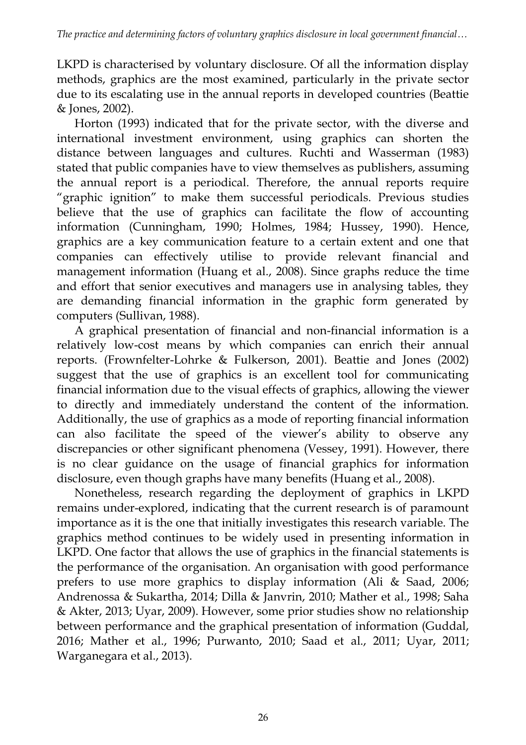LKPD is characterised by voluntary disclosure. Of all the information display methods, graphics are the most examined, particularly in the private sector due to its escalating use in the annual reports in developed countries (Beattie & Jones, 2002).

Horton (1993) indicated that for the private sector, with the diverse and international investment environment, using graphics can shorten the distance between languages and cultures. Ruchti and Wasserman (1983) stated that public companies have to view themselves as publishers, assuming the annual report is a periodical. Therefore, the annual reports require "graphic ignition" to make them successful periodicals. Previous studies believe that the use of graphics can facilitate the flow of accounting information (Cunningham, 1990; Holmes, 1984; Hussey, 1990). Hence, graphics are a key communication feature to a certain extent and one that companies can effectively utilise to provide relevant financial and management information (Huang et al., 2008). Since graphs reduce the time and effort that senior executives and managers use in analysing tables, they are demanding financial information in the graphic form generated by computers (Sullivan, 1988).

A graphical presentation of financial and non-financial information is a relatively low-cost means by which companies can enrich their annual reports. (Frownfelter-Lohrke & Fulkerson, 2001). Beattie and Jones (2002) suggest that the use of graphics is an excellent tool for communicating financial information due to the visual effects of graphics, allowing the viewer to directly and immediately understand the content of the information. Additionally, the use of graphics as a mode of reporting financial information can also facilitate the speed of the viewer's ability to observe any discrepancies or other significant phenomena (Vessey, 1991). However, there is no clear guidance on the usage of financial graphics for information disclosure, even though graphs have many benefits (Huang et al., 2008).

Nonetheless, research regarding the deployment of graphics in LKPD remains under-explored, indicating that the current research is of paramount importance as it is the one that initially investigates this research variable. The graphics method continues to be widely used in presenting information in LKPD. One factor that allows the use of graphics in the financial statements is the performance of the organisation. An organisation with good performance prefers to use more graphics to display information (Ali & Saad, 2006; Andrenossa & Sukartha, 2014; Dilla & Janvrin, 2010; Mather et al., 1998; Saha & Akter, 2013; Uyar, 2009). However, some prior studies show no relationship between performance and the graphical presentation of information (Guddal, 2016; Mather et al., 1996; Purwanto, 2010; Saad et al., 2011; Uyar, 2011; Warganegara et al., 2013).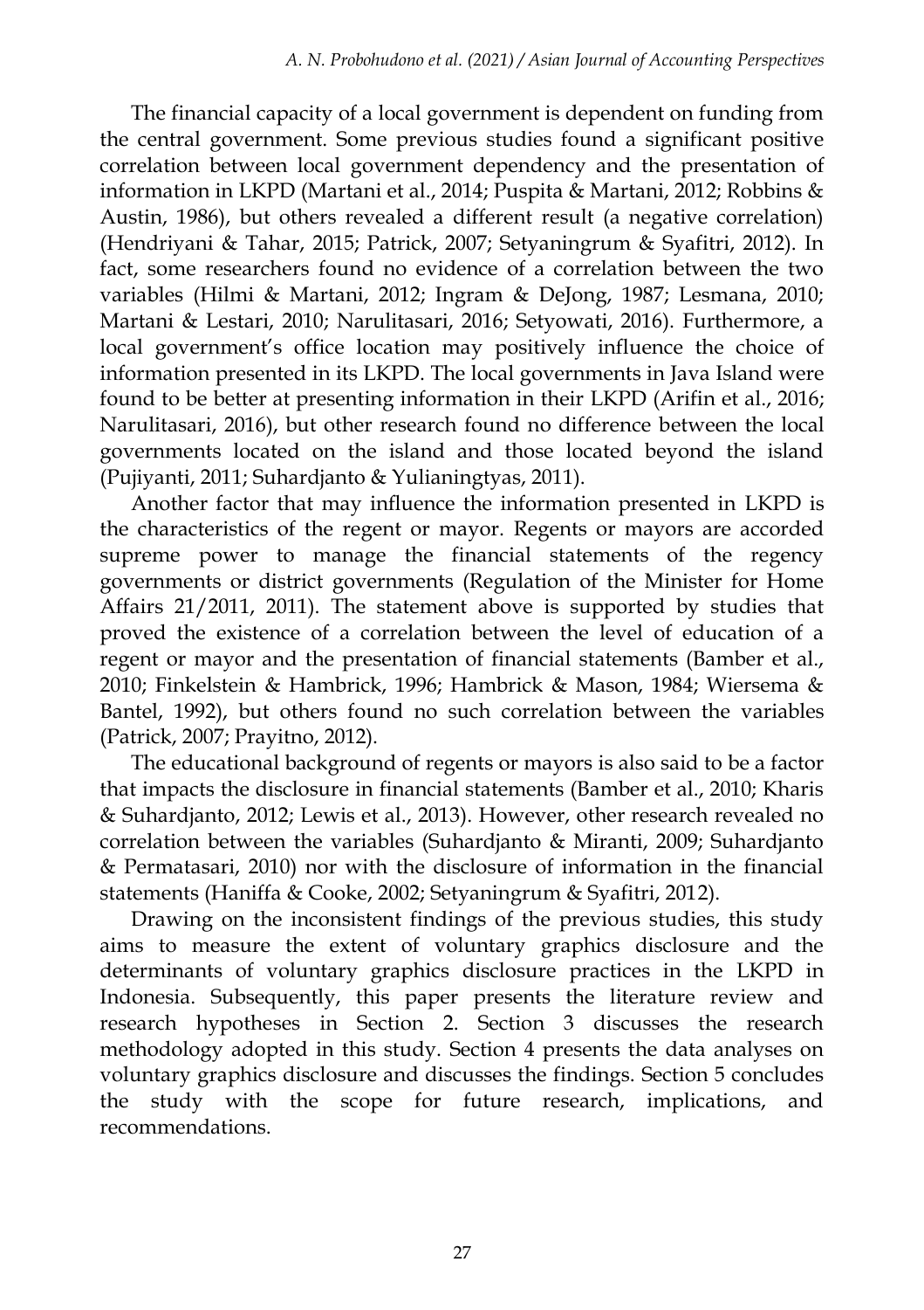The financial capacity of a local government is dependent on funding from the central government. Some previous studies found a significant positive correlation between local government dependency and the presentation of information in LKPD (Martani et al., 2014; Puspita & Martani, 2012; Robbins & Austin, 1986), but others revealed a different result (a negative correlation) (Hendriyani & Tahar, 2015; Patrick, 2007; Setyaningrum & Syafitri, 2012). In fact, some researchers found no evidence of a correlation between the two variables (Hilmi & Martani, 2012; Ingram & DeJong, 1987; Lesmana, 2010; Martani & Lestari, 2010; Narulitasari, 2016; Setyowati, 2016). Furthermore, a local government's office location may positively influence the choice of information presented in its LKPD. The local governments in Java Island were found to be better at presenting information in their LKPD (Arifin et al., 2016; Narulitasari, 2016), but other research found no difference between the local governments located on the island and those located beyond the island (Pujiyanti, 2011; Suhardjanto & Yulianingtyas, 2011).

Another factor that may influence the information presented in LKPD is the characteristics of the regent or mayor. Regents or mayors are accorded supreme power to manage the financial statements of the regency governments or district governments (Regulation of the Minister for Home Affairs 21/2011, 2011). The statement above is supported by studies that proved the existence of a correlation between the level of education of a regent or mayor and the presentation of financial statements (Bamber et al., 2010; Finkelstein & Hambrick, 1996; Hambrick & Mason, 1984; Wiersema & Bantel, 1992), but others found no such correlation between the variables (Patrick, 2007; Prayitno, 2012).

The educational background of regents or mayors is also said to be a factor that impacts the disclosure in financial statements (Bamber et al., 2010; Kharis & Suhardjanto, 2012; Lewis et al., 2013). However, other research revealed no correlation between the variables (Suhardjanto & Miranti, 2009; Suhardjanto & Permatasari, 2010) nor with the disclosure of information in the financial statements (Haniffa & Cooke, 2002; Setyaningrum & Syafitri, 2012).

Drawing on the inconsistent findings of the previous studies, this study aims to measure the extent of voluntary graphics disclosure and the determinants of voluntary graphics disclosure practices in the LKPD in Indonesia. Subsequently, this paper presents the literature review and research hypotheses in Section 2. Section 3 discusses the research methodology adopted in this study. Section 4 presents the data analyses on voluntary graphics disclosure and discusses the findings. Section 5 concludes the study with the scope for future research, implications, and recommendations.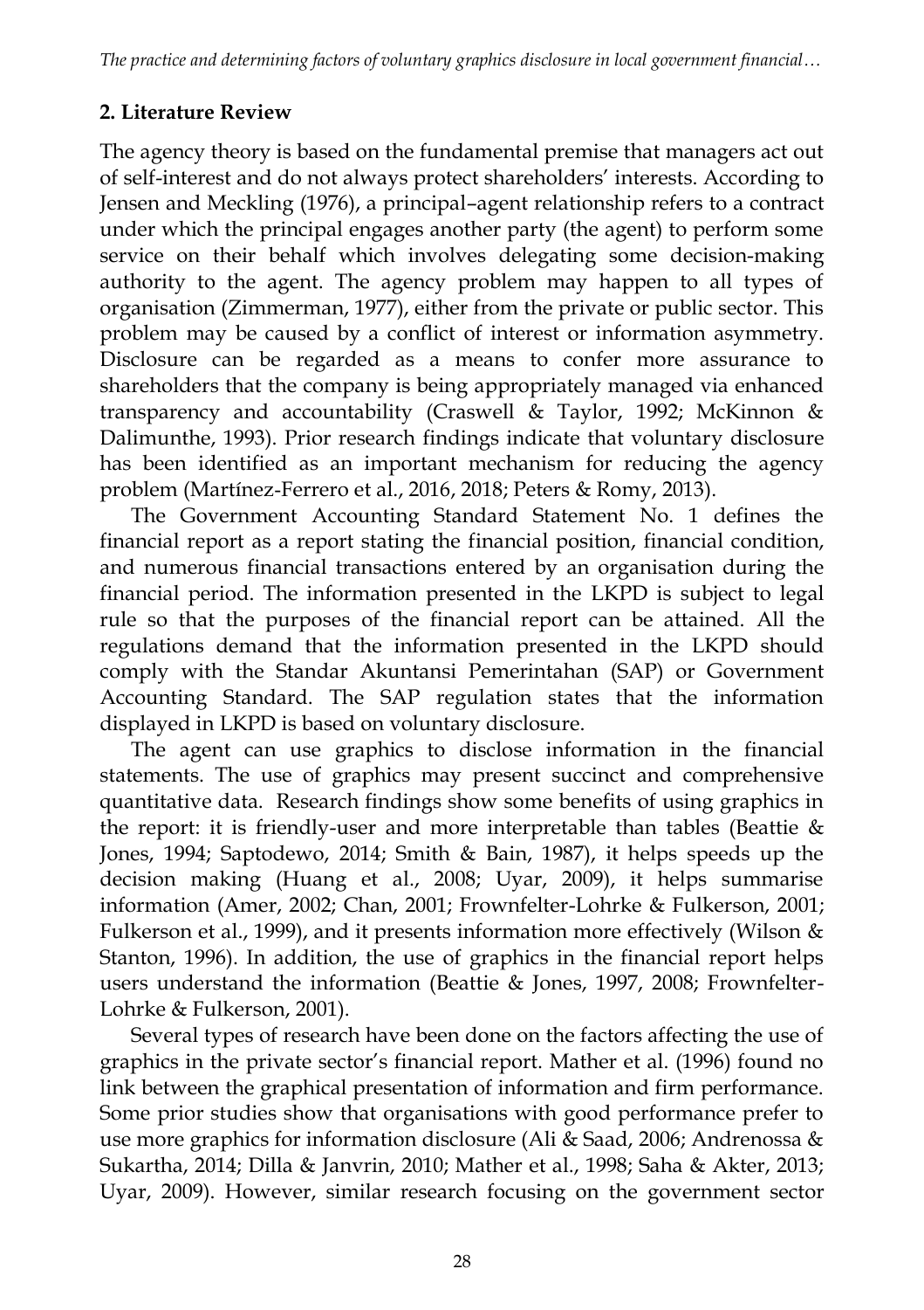## 2. Literature Review

The agency theory is based on the fundamental premise that managers act out of self-interest and do not always protect shareholders' interests. According to Jensen and Meckling (1976), a principal–agent relationship refers to a contract under which the principal engages another party (the agent) to perform some service on their behalf which involves delegating some decision-making authority to the agent. The agency problem may happen to all types of organisation (Zimmerman, 1977), either from the private or public sector. This problem may be caused by a conflict of interest or information asymmetry. Disclosure can be regarded as a means to confer more assurance to shareholders that the company is being appropriately managed via enhanced transparency and accountability (Craswell & Taylor, 1992; McKinnon & Dalimunthe, 1993). Prior research findings indicate that voluntary disclosure has been identified as an important mechanism for reducing the agency problem (Martínez-Ferrero et al., 2016, 2018; Peters & Romy, 2013).

The Government Accounting Standard Statement No. 1 defines the financial report as a report stating the financial position, financial condition, and numerous financial transactions entered by an organisation during the financial period. The information presented in the LKPD is subject to legal rule so that the purposes of the financial report can be attained. All the regulations demand that the information presented in the LKPD should comply with the Standar Akuntansi Pemerintahan (SAP) or Government Accounting Standard. The SAP regulation states that the information displayed in LKPD is based on voluntary disclosure.

The agent can use graphics to disclose information in the financial statements. The use of graphics may present succinct and comprehensive quantitative data. Research findings show some benefits of using graphics in the report: it is friendly-user and more interpretable than tables (Beattie & Jones, 1994; Saptodewo, 2014; Smith & Bain, 1987), it helps speeds up the decision making (Huang et al., 2008; Uyar, 2009), it helps summarise information (Amer, 2002; Chan, 2001; Frownfelter-Lohrke & Fulkerson, 2001; Fulkerson et al., 1999), and it presents information more effectively (Wilson & Stanton, 1996). In addition, the use of graphics in the financial report helps users understand the information (Beattie & Jones, 1997, 2008; Frownfelter-Lohrke & Fulkerson, 2001).

Several types of research have been done on the factors affecting the use of graphics in the private sector's financial report. Mather et al. (1996) found no link between the graphical presentation of information and firm performance. Some prior studies show that organisations with good performance prefer to use more graphics for information disclosure (Ali & Saad, 2006; Andrenossa & Sukartha, 2014; Dilla & Janvrin, 2010; Mather et al., 1998; Saha & Akter, 2013; Uyar, 2009). However, similar research focusing on the government sector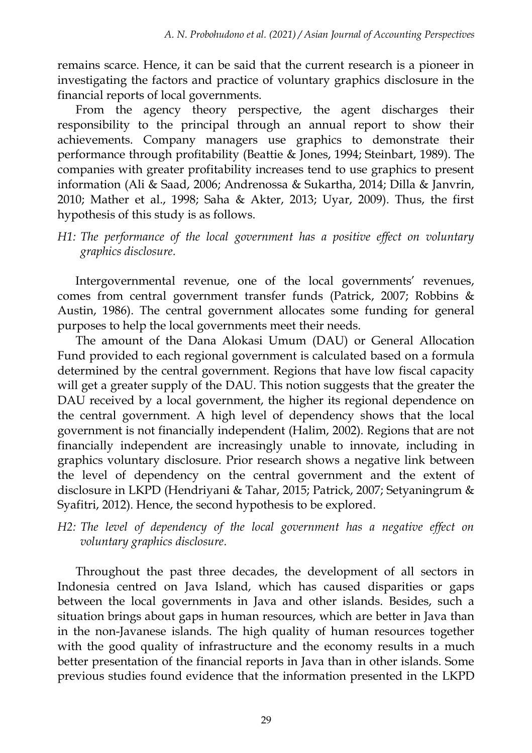remains scarce. Hence, it can be said that the current research is a pioneer in investigating the factors and practice of voluntary graphics disclosure in the financial reports of local governments.

From the agency theory perspective, the agent discharges their responsibility to the principal through an annual report to show their achievements. Company managers use graphics to demonstrate their performance through profitability (Beattie & Jones, 1994; Steinbart, 1989). The companies with greater profitability increases tend to use graphics to present information (Ali & Saad, 2006; Andrenossa & Sukartha, 2014; Dilla & Janvrin, 2010; Mather et al., 1998; Saha & Akter, 2013; Uyar, 2009). Thus, the first hypothesis of this study is as follows.

*H1: The performance of the local government has a positive effect on voluntary graphics disclosure.*

Intergovernmental revenue, one of the local governments' revenues, comes from central government transfer funds (Patrick, 2007; Robbins & Austin, 1986). The central government allocates some funding for general purposes to help the local governments meet their needs.

The amount of the Dana Alokasi Umum (DAU) or General Allocation Fund provided to each regional government is calculated based on a formula determined by the central government. Regions that have low fiscal capacity will get a greater supply of the DAU. This notion suggests that the greater the DAU received by a local government, the higher its regional dependence on the central government. A high level of dependency shows that the local government is not financially independent (Halim, 2002). Regions that are not financially independent are increasingly unable to innovate, including in graphics voluntary disclosure. Prior research shows a negative link between the level of dependency on the central government and the extent of disclosure in LKPD (Hendriyani & Tahar, 2015; Patrick, 2007; Setyaningrum & Syafitri, 2012). Hence, the second hypothesis to be explored.

*H2: The level of dependency of the local government has a negative effect on voluntary graphics disclosure.*

Throughout the past three decades, the development of all sectors in Indonesia centred on Java Island, which has caused disparities or gaps between the local governments in Java and other islands. Besides, such a situation brings about gaps in human resources, which are better in Java than in the non-Javanese islands. The high quality of human resources together with the good quality of infrastructure and the economy results in a much better presentation of the financial reports in Java than in other islands. Some previous studies found evidence that the information presented in the LKPD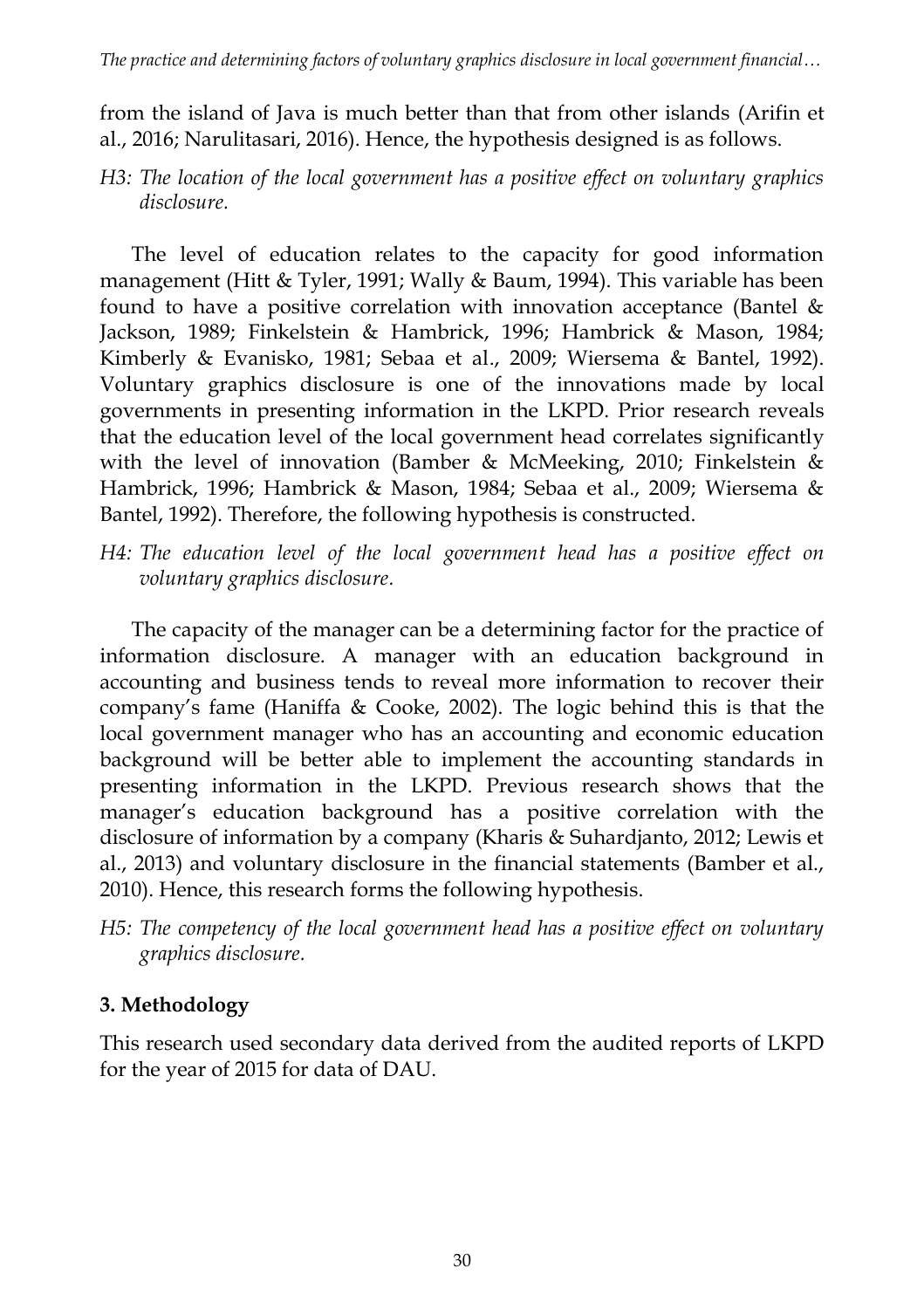from the island of Java is much better than that from other islands (Arifin et al., 2016; Narulitasari, 2016). Hence, the hypothesis designed is as follows.

*H3: The location of the local government has a positive effect on voluntary graphics disclosure.*

The level of education relates to the capacity for good information management (Hitt & Tyler, 1991; Wally & Baum, 1994). This variable has been found to have a positive correlation with innovation acceptance (Bantel & Jackson, 1989; Finkelstein & Hambrick, 1996; Hambrick & Mason, 1984; Kimberly & Evanisko, 1981; Sebaa et al., 2009; Wiersema & Bantel, 1992). Voluntary graphics disclosure is one of the innovations made by local governments in presenting information in the LKPD. Prior research reveals that the education level of the local government head correlates significantly with the level of innovation (Bamber & McMeeking, 2010; Finkelstein & Hambrick, 1996; Hambrick & Mason, 1984; Sebaa et al., 2009; Wiersema & Bantel, 1992). Therefore, the following hypothesis is constructed.

*H4: The education level of the local government head has a positive effect on voluntary graphics disclosure.*

The capacity of the manager can be a determining factor for the practice of information disclosure. A manager with an education background in accounting and business tends to reveal more information to recover their company's fame (Haniffa & Cooke, 2002). The logic behind this is that the local government manager who has an accounting and economic education background will be better able to implement the accounting standards in presenting information in the LKPD. Previous research shows that the manager's education background has a positive correlation with the disclosure of information by a company (Kharis & Suhardjanto, 2012; Lewis et al., 2013) and voluntary disclosure in the financial statements (Bamber et al., 2010). Hence, this research forms the following hypothesis.

*H5: The competency of the local government head has a positive effect on voluntary graphics disclosure.*

## 3. Methodology

This research used secondary data derived from the audited reports of LKPD for the year of 2015 for data of DAU.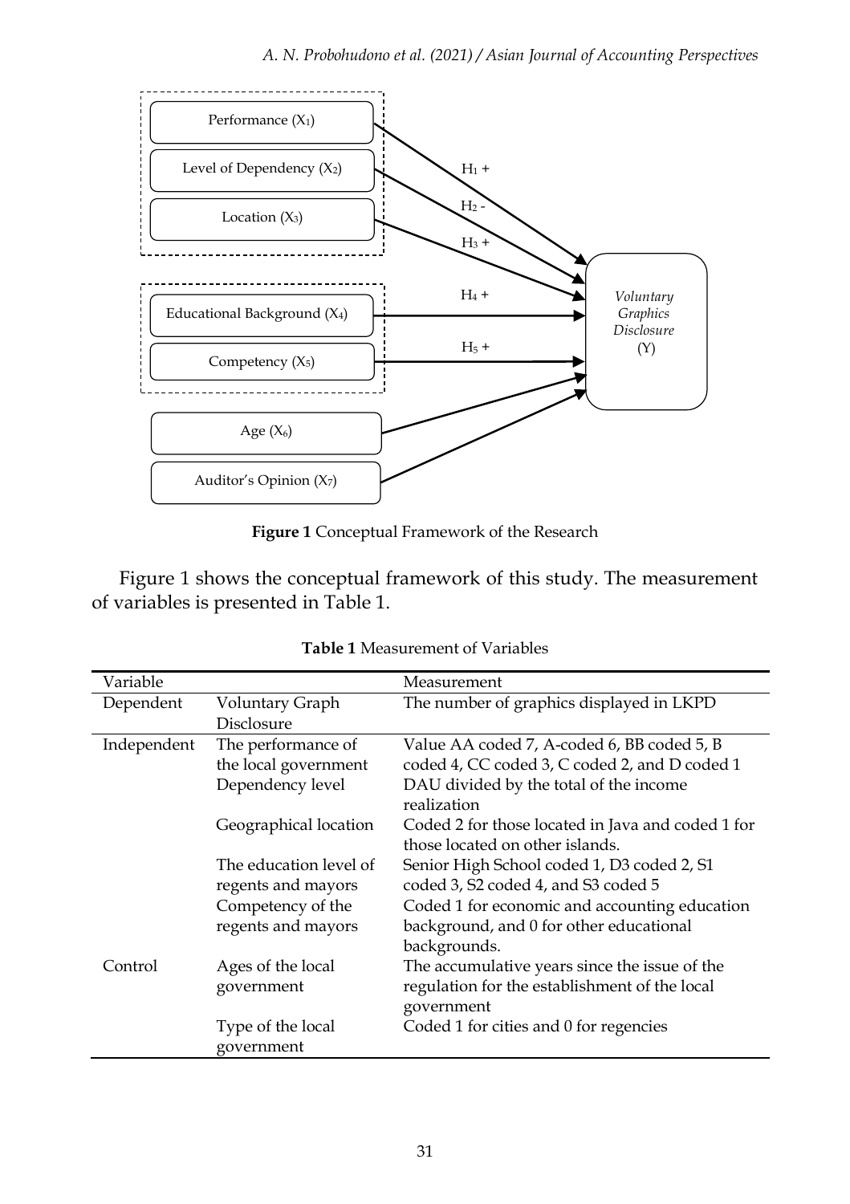**Figure 1** Conceptual Framework of the Research

Figure 1 shows the conceptual framework of this study. The measurement of variables is presented in Table 1.

**Table 1** Measurement of Variables

| Variable | | Measurement |
|---|---|---|
| Dependent | Voluntary Graph Disclosure | The number of graphics displayed in LKPD |
| Independent | The performance of the local government | Value AA coded 7, A-coded 6, BB coded 5, B coded 4, CC coded 3, C coded 2, and D coded 1 |
| | Dependency level | DAU divided by the total of the income realization |
| | Geographical location | Coded 2 for those located in Java and coded 1 for those located on other islands. |
| | The education level of regents and mayors | Senior High School coded 1, D3 coded 2, S1 coded 3, S2 coded 4, and S3 coded 5 |
| | Competency of the regents and mayors | Coded 1 for economic and accounting education background, and 0 for other educational backgrounds. |
| Control | Ages of the local government | The accumulative years since the issue of the regulation for the establishment of the local government |
| | Type of the local government | Coded 1 for cities and 0 for regencies |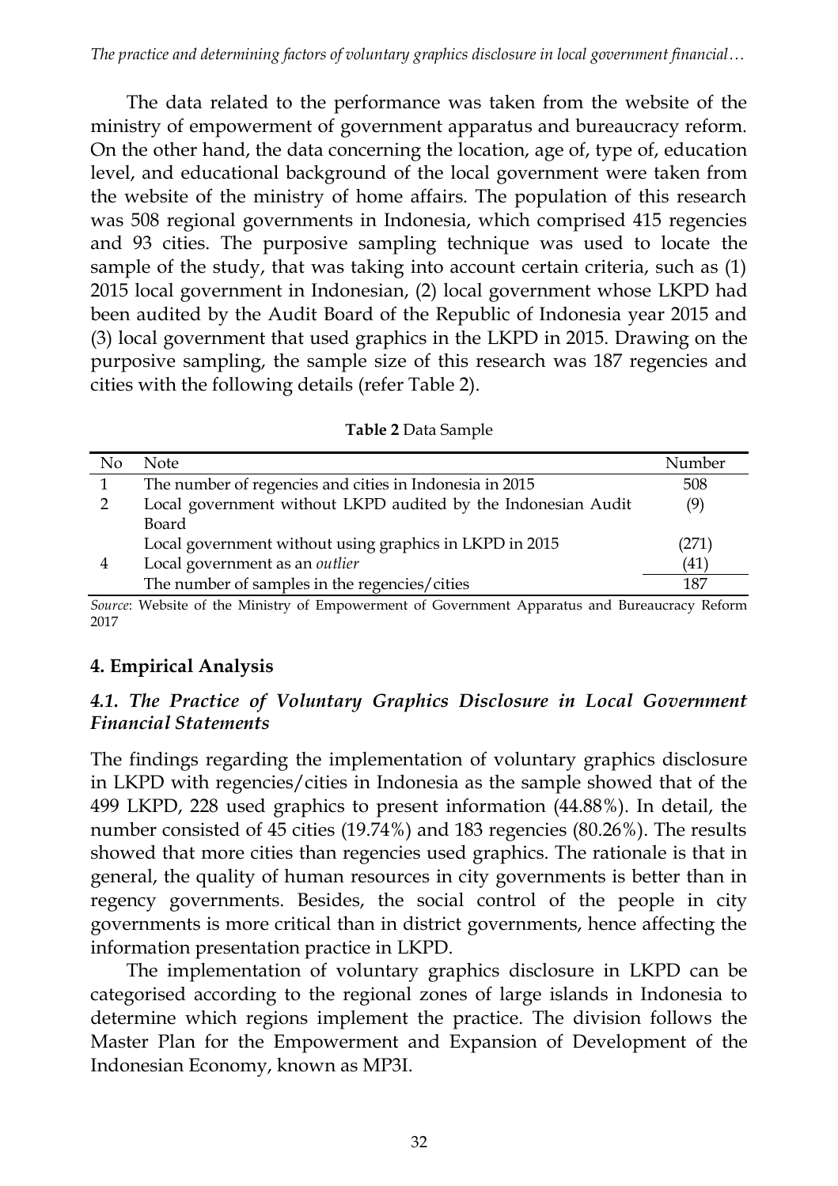The data related to the performance was taken from the website of the ministry of empowerment of government apparatus and bureaucracy reform. On the other hand, the data concerning the location, age of, type of, education level, and educational background of the local government were taken from the website of the ministry of home affairs. The population of this research was 508 regional governments in Indonesia, which comprised 415 regencies and 93 cities. The purposive sampling technique was used to locate the sample of the study, that was taking into account certain criteria, such as (1) 2015 local government in Indonesian, (2) local government whose LKPD had been audited by the Audit Board of the Republic of Indonesia year 2015 and (3) local government that used graphics in the LKPD in 2015. Drawing on the purposive sampling, the sample size of this research was 187 regencies and cities with the following details (refer Table 2).

**Table 2** Data Sample

| No | Note | Number |
|---|---|---|
| 1 | The number of regencies and cities in Indonesia in 2015 | 508 |
| 2 | Local government without LKPD audited by the Indonesian Audit Board | (9) |
| | Local government without using graphics in LKPD in 2015 | (271) |
| 4 | Local government as an *outlier* | (41) |
| | The number of samples in the regencies/cities | 187 |

*Source*: Website of the Ministry of Empowerment of Government Apparatus and Bureaucracy Reform 2017

## 4. Empirical Analysis

### *4.1. The Practice of Voluntary Graphics Disclosure in Local Government Financial Statements*

The findings regarding the implementation of voluntary graphics disclosure in LKPD with regencies/cities in Indonesia as the sample showed that of the 499 LKPD, 228 used graphics to present information (44.88%). In detail, the number consisted of 45 cities (19.74%) and 183 regencies (80.26%). The results showed that more cities than regencies used graphics. The rationale is that in general, the quality of human resources in city governments is better than in regency governments. Besides, the social control of the people in city governments is more critical than in district governments, hence affecting the information presentation practice in LKPD.

The implementation of voluntary graphics disclosure in LKPD can be categorised according to the regional zones of large islands in Indonesia to determine which regions implement the practice. The division follows the Master Plan for the Empowerment and Expansion of Development of the Indonesian Economy, known as MP3I.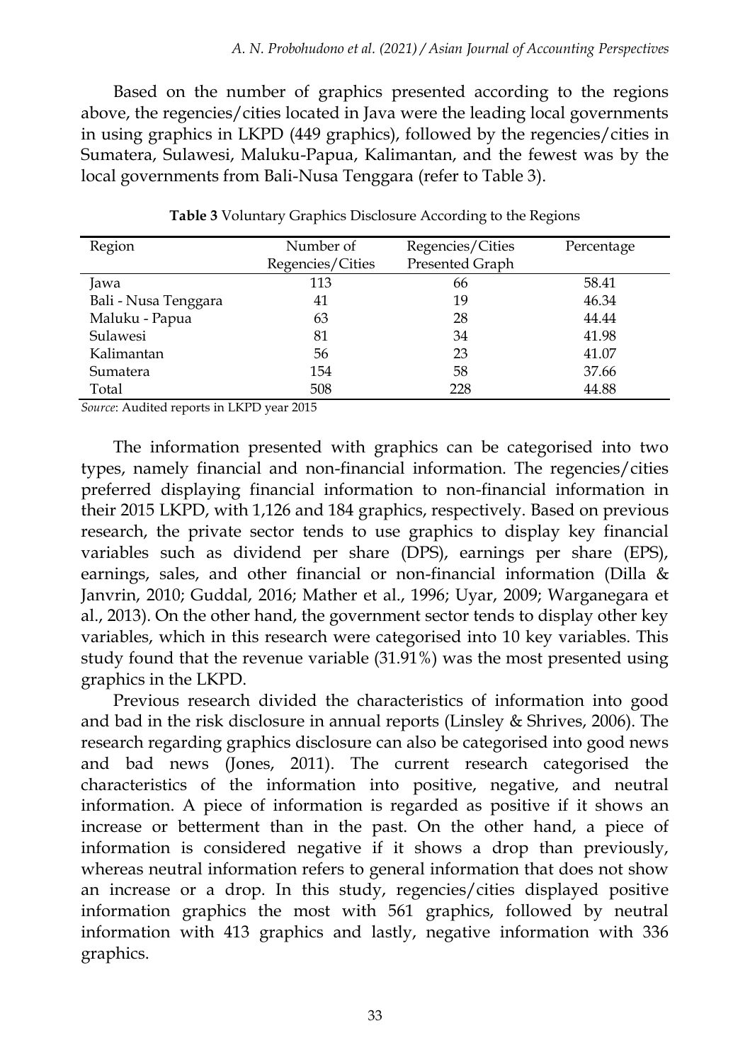Based on the number of graphics presented according to the regions above, the regencies/cities located in Java were the leading local governments in using graphics in LKPD (449 graphics), followed by the regencies/cities in Sumatera, Sulawesi, Maluku-Papua, Kalimantan, and the fewest was by the local governments from Bali-Nusa Tenggara (refer to Table 3).

**Table 3** Voluntary Graphics Disclosure According to the Regions

| Region | Number of Regencies/Cities | Regencies/Cities Presented Graph | Percentage |
|---|---|---|---|
| Jawa | 113 | 66 | 58.41 |
| Bali - Nusa Tenggara | 41 | 19 | 46.34 |
| Maluku - Papua | 63 | 28 | 44.44 |
| Sulawesi | 81 | 34 | 41.98 |
| Kalimantan | 56 | 23 | 41.07 |
| Sumatera | 154 | 58 | 37.66 |
| Total | 508 | 228 | 44.88 |

*Source*: Audited reports in LKPD year 2015

The information presented with graphics can be categorised into two types, namely financial and non-financial information. The regencies/cities preferred displaying financial information to non-financial information in their 2015 LKPD, with 1,126 and 184 graphics, respectively. Based on previous research, the private sector tends to use graphics to display key financial variables such as dividend per share (DPS), earnings per share (EPS), earnings, sales, and other financial or non-financial information (Dilla & Janvrin, 2010; Guddal, 2016; Mather et al., 1996; Uyar, 2009; Warganegara et al., 2013). On the other hand, the government sector tends to display other key variables, which in this research were categorised into 10 key variables. This study found that the revenue variable (31.91%) was the most presented using graphics in the LKPD.

Previous research divided the characteristics of information into good and bad in the risk disclosure in annual reports (Linsley & Shrives, 2006). The research regarding graphics disclosure can also be categorised into good news and bad news (Jones, 2011). The current research categorised the characteristics of the information into positive, negative, and neutral information. A piece of information is regarded as positive if it shows an increase or betterment than in the past. On the other hand, a piece of information is considered negative if it shows a drop than previously, whereas neutral information refers to general information that does not show an increase or a drop. In this study, regencies/cities displayed positive information graphics the most with 561 graphics, followed by neutral information with 413 graphics and lastly, negative information with 336 graphics.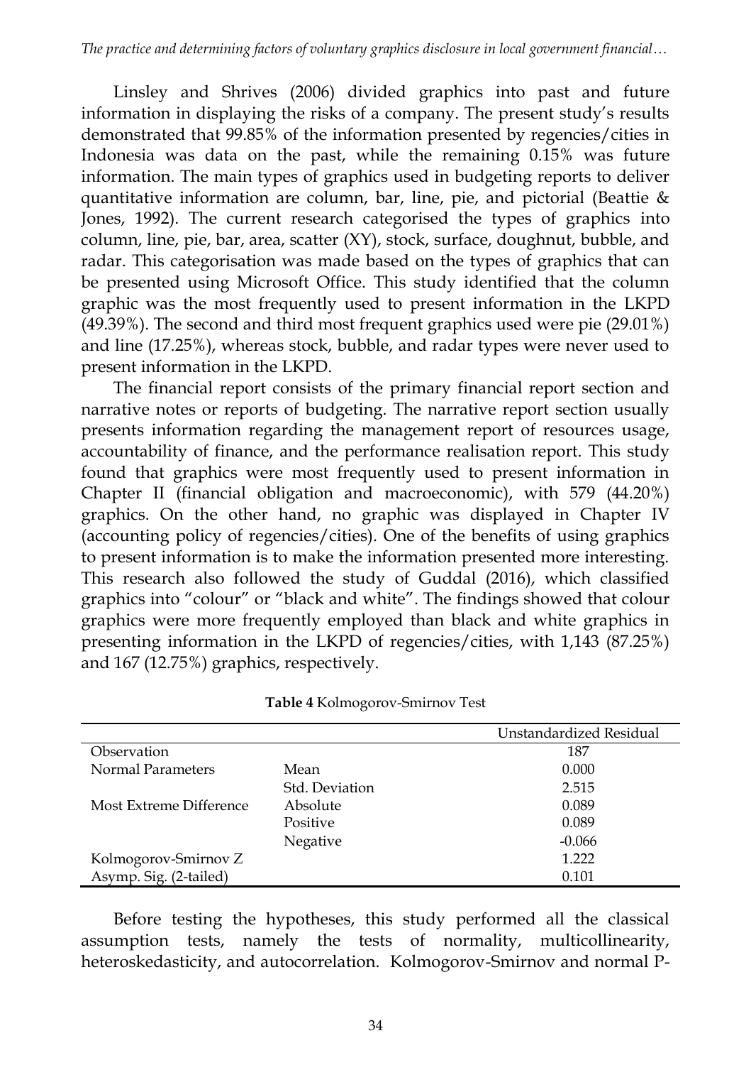Linsley and Shrives (2006) divided graphics into past and future information in displaying the risks of a company. The present study's results demonstrated that 99.85% of the information presented by regencies/cities in Indonesia was data on the past, while the remaining 0.15% was future information. The main types of graphics used in budgeting reports to deliver quantitative information are column, bar, line, pie, and pictorial (Beattie & Jones, 1992). The current research categorised the types of graphics into column, line, pie, bar, area, scatter (XY), stock, surface, doughnut, bubble, and radar. This categorisation was made based on the types of graphics that can be presented using Microsoft Office. This study identified that the column graphic was the most frequently used to present information in the LKPD (49.39%). The second and third most frequent graphics used were pie (29.01%) and line (17.25%), whereas stock, bubble, and radar types were never used to present information in the LKPD.

The financial report consists of the primary financial report section and narrative notes or reports of budgeting. The narrative report section usually presents information regarding the management report of resources usage, accountability of finance, and the performance realisation report. This study found that graphics were most frequently used to present information in Chapter II (financial obligation and macroeconomic), with 579 (44.20%) graphics. On the other hand, no graphic was displayed in Chapter IV (accounting policy of regencies/cities). One of the benefits of using graphics to present information is to make the information presented more interesting. This research also followed the study of Guddal (2016), which classified graphics into "colour" or "black and white". The findings showed that colour graphics were more frequently employed than black and white graphics in presenting information in the LKPD of regencies/cities, with 1,143 (87.25%) and 167 (12.75%) graphics, respectively.

**Table 4** Kolmogorov-Smirnov Test

| | | Unstandardized Residual |
|---|---|---|
| Observation | | 187 |
| Normal Parameters | Mean | 0.000 |
| | Std. Deviation | 2.515 |
| Most Extreme Difference | Absolute | 0.089 |
| | Positive | 0.089 |
| | Negative | -0.066 |
| Kolmogorov-Smirnov Z | | 1.222 |
| Asymp. Sig. (2-tailed) | | 0.101 |

Before testing the hypotheses, this study performed all the classical assumption tests, namely the tests of normality, multicollinearity, heteroskedasticity, and autocorrelation. Kolmogorov-Smirnov and normal P-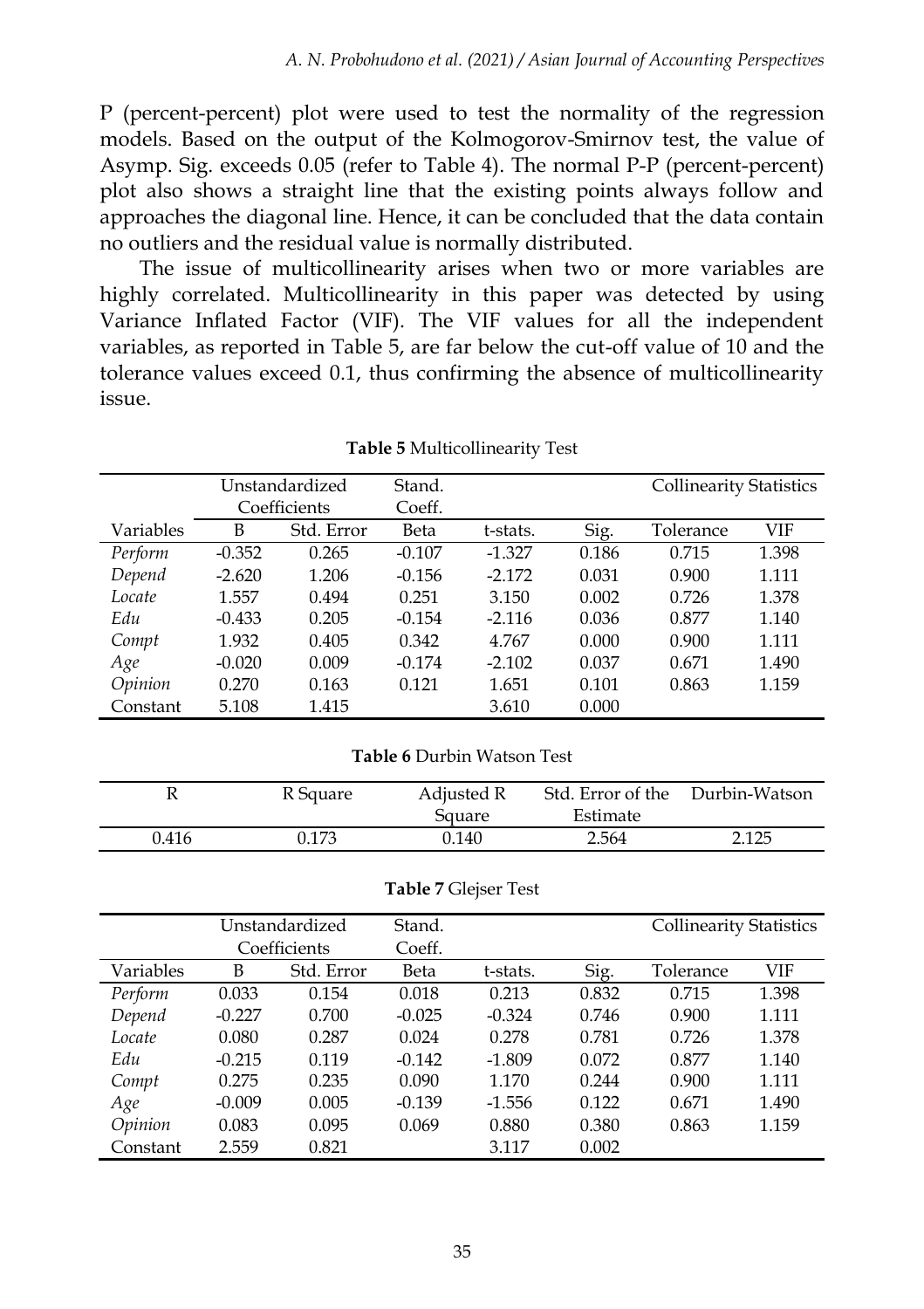P (percent-percent) plot were used to test the normality of the regression models. Based on the output of the Kolmogorov-Smirnov test, the value of Asymp. Sig. exceeds 0.05 (refer to Table 4). The normal P-P (percent-percent) plot also shows a straight line that the existing points always follow and approaches the diagonal line. Hence, it can be concluded that the data contain no outliers and the residual value is normally distributed.

The issue of multicollinearity arises when two or more variables are highly correlated. Multicollinearity in this paper was detected by using Variance Inflated Factor (VIF). The VIF values for all the independent variables, as reported in Table 5, are far below the cut-off value of 10 and the tolerance values exceed 0.1, thus confirming the absence of multicollinearity issue.

**Table 5** Multicollinearity Test

| | Unstandardized Coefficients | | Stand. Coeff. | | | Collinearity Statistics | |
|---|---|---|---|---|---|---|---|
| Variables | B | Std. Error | Beta | t-stats. | Sig. | Tolerance | VIF |
| *Perform* | -0.352 | 0.265 | -0.107 | -1.327 | 0.186 | 0.715 | 1.398 |
| *Depend* | -2.620 | 1.206 | -0.156 | -2.172 | 0.031 | 0.900 | 1.111 |
| *Locate* | 1.557 | 0.494 | 0.251 | 3.150 | 0.002 | 0.726 | 1.378 |
| *Edu* | -0.433 | 0.205 | -0.154 | -2.116 | 0.036 | 0.877 | 1.140 |
| *Compt* | 1.932 | 0.405 | 0.342 | 4.767 | 0.000 | 0.900 | 1.111 |
| *Age* | -0.020 | 0.009 | -0.174 | -2.102 | 0.037 | 0.671 | 1.490 |
| *Opinion* | 0.270 | 0.163 | 0.121 | 1.651 | 0.101 | 0.863 | 1.159 |
| Constant | 5.108 | 1.415 | | 3.610 | 0.000 | | |

**Table 6** Durbin Watson Test

| R | R Square | Adjusted R Square | Std. Error of the Estimate | Durbin-Watson |
|---|---|---|---|---|
| 0.416 | 0.173 | 0.140 | 2.564 | 2.125 |

**Table 7** Glejser Test

| | Unstandardized Coefficients | | Stand. Coeff. | | | Collinearity Statistics | |
|---|---|---|---|---|---|---|---|
| Variables | B | Std. Error | Beta | t-stats. | Sig. | Tolerance | VIF |
| *Perform* | 0.033 | 0.154 | 0.018 | 0.213 | 0.832 | 0.715 | 1.398 |
| *Depend* | -0.227 | 0.700 | -0.025 | -0.324 | 0.746 | 0.900 | 1.111 |
| *Locate* | 0.080 | 0.287 | 0.024 | 0.278 | 0.781 | 0.726 | 1.378 |
| *Edu* | -0.215 | 0.119 | -0.142 | -1.809 | 0.072 | 0.877 | 1.140 |
| *Compt* | 0.275 | 0.235 | 0.090 | 1.170 | 0.244 | 0.900 | 1.111 |
| *Age* | -0.009 | 0.005 | -0.139 | -1.556 | 0.122 | 0.671 | 1.490 |
| *Opinion* | 0.083 | 0.095 | 0.069 | 0.880 | 0.380 | 0.863 | 1.159 |
| Constant | 2.559 | 0.821 | | 3.117 | 0.002 | | |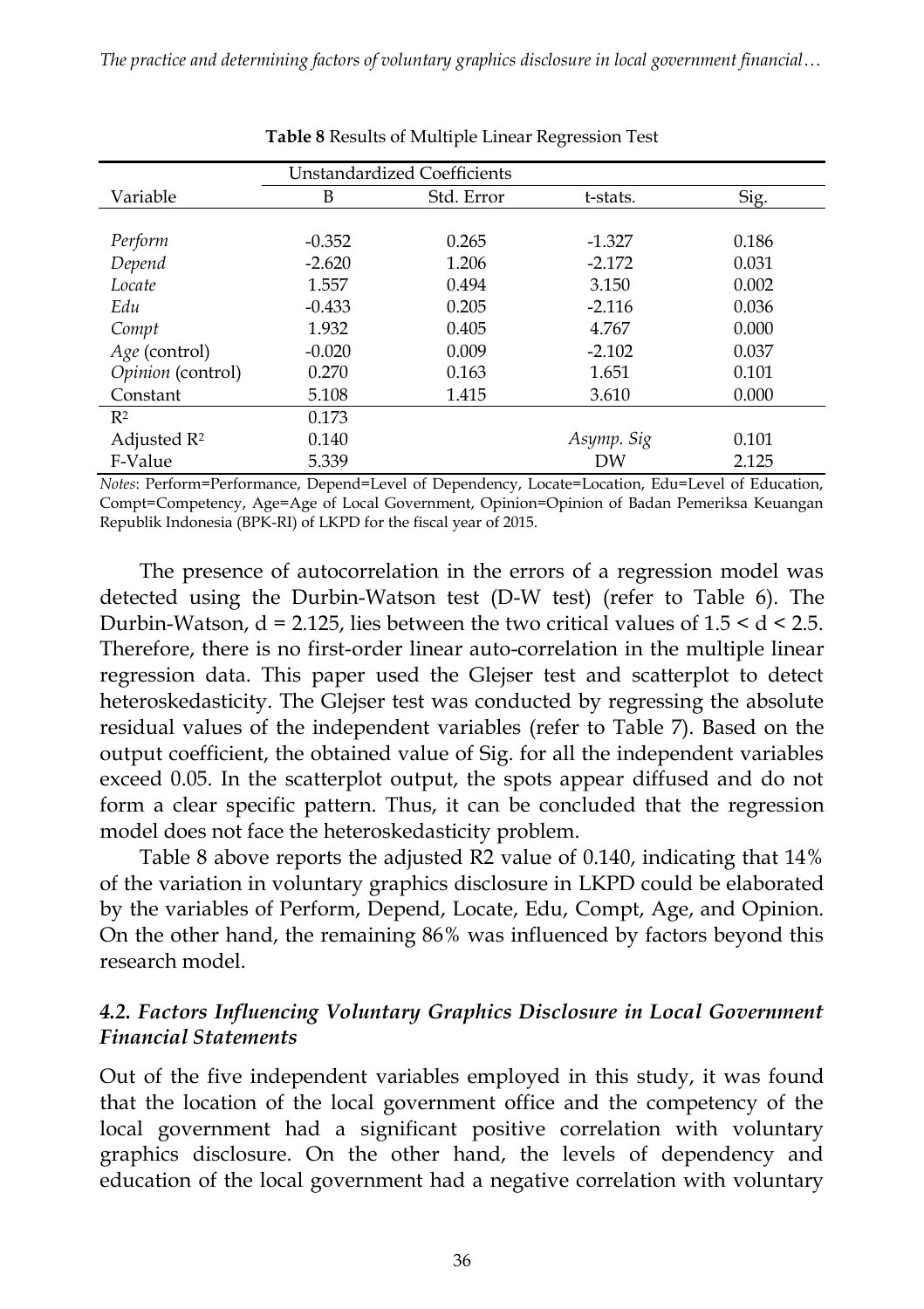**Table 8** Results of Multiple Linear Regression Test

| Variable | Unstandardized Coefficients | | | |
|---|---|---|---|---|
| | B | Std. Error | t-stats. | Sig. |
| *Perform* | -0.352 | 0.265 | -1.327 | 0.186 |
| *Depend* | -2.620 | 1.206 | -2.172 | 0.031 |
| *Locate* | 1.557 | 0.494 | 3.150 | 0.002 |
| *Edu* | -0.433 | 0.205 | -2.116 | 0.036 |
| *Compt* | 1.932 | 0.405 | 4.767 | 0.000 |
| *Age* (control) | -0.020 | 0.009 | -2.102 | 0.037 |
| *Opinion* (control) | 0.270 | 0.163 | 1.651 | 0.101 |
| Constant | 5.108 | 1.415 | 3.610 | 0.000 |
| $R^2$ | 0.173 | | | |
| Adjusted $R^2$ | 0.140 | | *Asymp. Sig* | 0.101 |
| F-Value | 5.339 | | DW | 2.125 |

*Notes*: Perform=Performance, Depend=Level of Dependency, Locate=Location, Edu=Level of Education, Compt=Competency, Age=Age of Local Government, Opinion=Opinion of Badan Pemeriksa Keuangan Republik Indonesia (BPK-RI) of LKPD for the fiscal year of 2015.

The presence of autocorrelation in the errors of a regression model was detected using the Durbin-Watson test (D-W test) (refer to Table 6). The Durbin-Watson, $d = 2.125$, lies between the two critical values of $1.5 < d < 2.5$. Therefore, there is no first-order linear auto-correlation in the multiple linear regression data. This paper used the Glejser test and scatterplot to detect heteroskedasticity. The Glejser test was conducted by regressing the absolute residual values of the independent variables (refer to Table 7). Based on the output coefficient, the obtained value of Sig. for all the independent variables exceed 0.05. In the scatterplot output, the spots appear diffused and do not form a clear specific pattern. Thus, it can be concluded that the regression model does not face the heteroskedasticity problem.

Table 8 above reports the adjusted R2 value of 0.140, indicating that 14% of the variation in voluntary graphics disclosure in LKPD could be elaborated by the variables of Perform, Depend, Locate, Edu, Compt, Age, and Opinion. On the other hand, the remaining 86% was influenced by factors beyond this research model.

### *4.2. Factors Influencing Voluntary Graphics Disclosure in Local Government Financial Statements*

Out of the five independent variables employed in this study, it was found that the location of the local government office and the competency of the local government had a significant positive correlation with voluntary graphics disclosure. On the other hand, the levels of dependency and education of the local government had a negative correlation with voluntary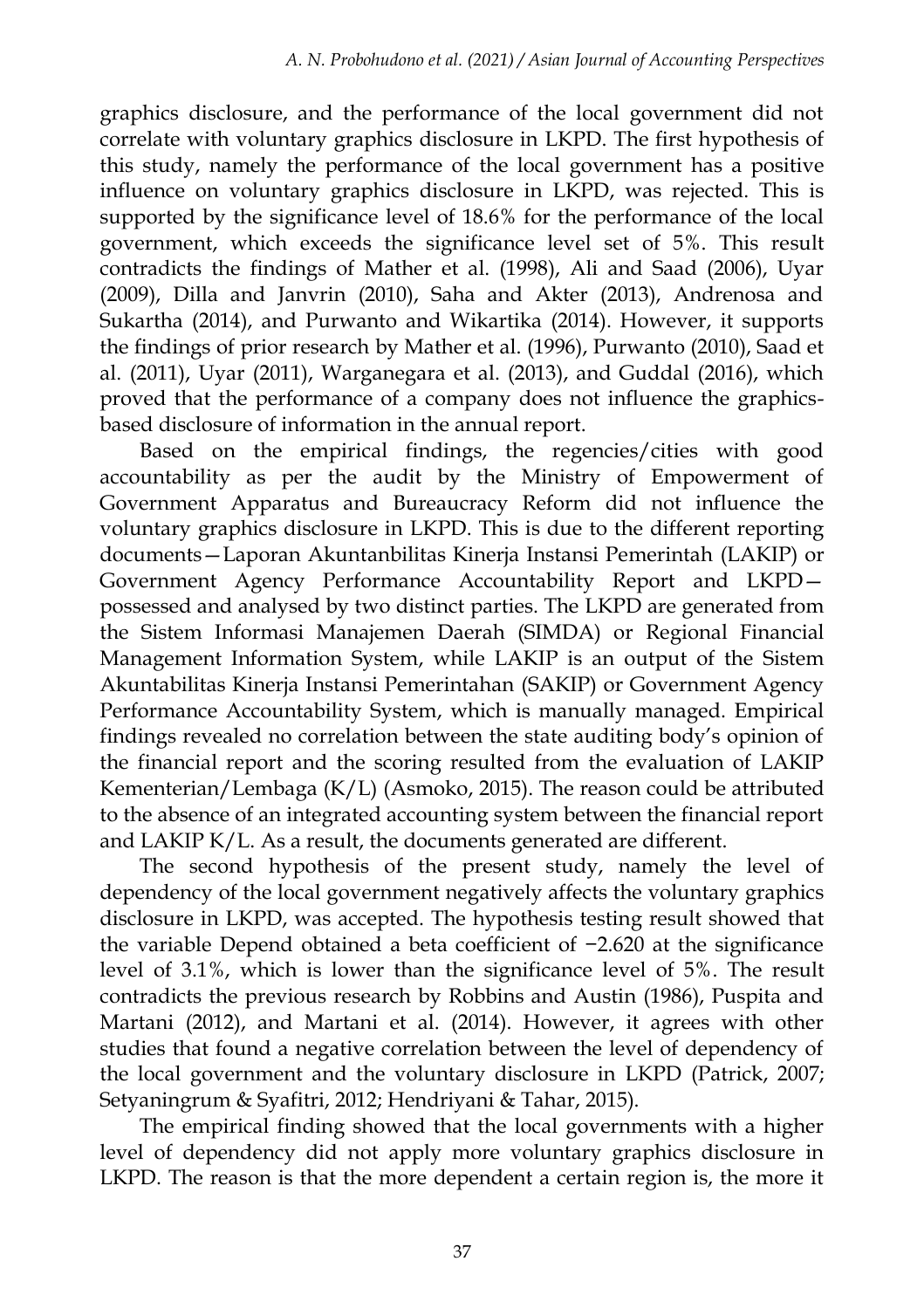graphics disclosure, and the performance of the local government did not correlate with voluntary graphics disclosure in LKPD. The first hypothesis of this study, namely the performance of the local government has a positive influence on voluntary graphics disclosure in LKPD, was rejected. This is supported by the significance level of 18.6% for the performance of the local government, which exceeds the significance level set of 5%. This result contradicts the findings of Mather et al. (1998), Ali and Saad (2006), Uyar (2009), Dilla and Janvrin (2010), Saha and Akter (2013), Andrenosa and Sukartha (2014), and Purwanto and Wikartika (2014). However, it supports the findings of prior research by Mather et al. (1996), Purwanto (2010), Saad et al. (2011), Uyar (2011), Warganegara et al. (2013), and Guddal (2016), which proved that the performance of a company does not influence the graphics-based disclosure of information in the annual report.

Based on the empirical findings, the regencies/cities with good accountability as per the audit by the Ministry of Empowerment of Government Apparatus and Bureaucracy Reform did not influence the voluntary graphics disclosure in LKPD. This is due to the different reporting documents—Laporan Akuntanbilitas Kinerja Instansi Pemerintah (LAKIP) or Government Agency Performance Accountability Report and LKPD—possessed and analysed by two distinct parties. The LKPD are generated from the Sistem Informasi Manajemen Daerah (SIMDA) or Regional Financial Management Information System, while LAKIP is an output of the Sistem Akuntabilitas Kinerja Instansi Pemerintahan (SAKIP) or Government Agency Performance Accountability System, which is manually managed. Empirical findings revealed no correlation between the state auditing body's opinion of the financial report and the scoring resulted from the evaluation of LAKIP Kementerian/Lembaga (K/L) (Asmoko, 2015). The reason could be attributed to the absence of an integrated accounting system between the financial report and LAKIP K/L. As a result, the documents generated are different.

The second hypothesis of the present study, namely the level of dependency of the local government negatively affects the voluntary graphics disclosure in LKPD, was accepted. The hypothesis testing result showed that the variable Depend obtained a beta coefficient of −2.620 at the significance level of 3.1%, which is lower than the significance level of 5%. The result contradicts the previous research by Robbins and Austin (1986), Puspita and Martani (2012), and Martani et al. (2014). However, it agrees with other studies that found a negative correlation between the level of dependency of the local government and the voluntary disclosure in LKPD (Patrick, 2007; Setyaningrum & Syafitri, 2012; Hendriyani & Tahar, 2015).

The empirical finding showed that the local governments with a higher level of dependency did not apply more voluntary graphics disclosure in LKPD. The reason is that the more dependent a certain region is, the more it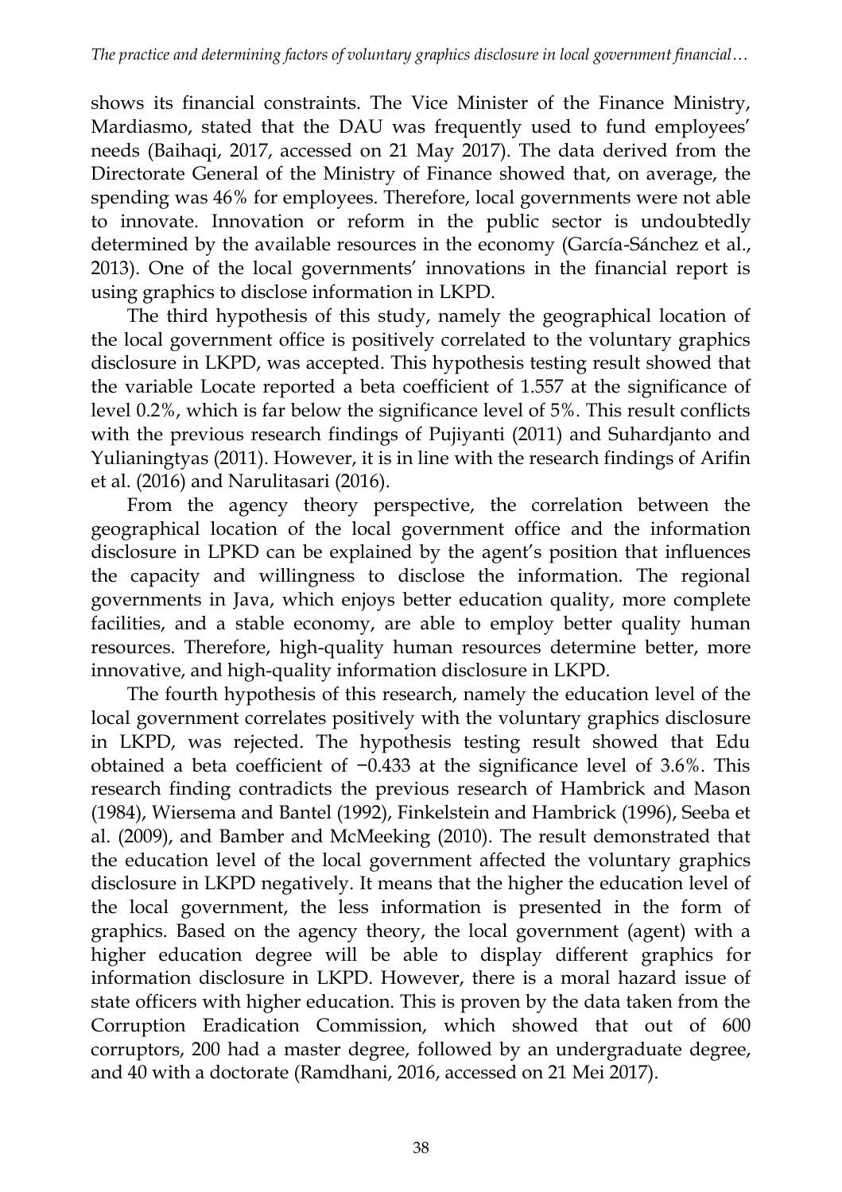shows its financial constraints. The Vice Minister of the Finance Ministry, Mardiasmo, stated that the DAU was frequently used to fund employees' needs (Baihaqi, 2017, accessed on 21 May 2017). The data derived from the Directorate General of the Ministry of Finance showed that, on average, the spending was 46% for employees. Therefore, local governments were not able to innovate. Innovation or reform in the public sector is undoubtedly determined by the available resources in the economy (García-Sánchez et al., 2013). One of the local governments' innovations in the financial report is using graphics to disclose information in LKPD.

The third hypothesis of this study, namely the geographical location of the local government office is positively correlated to the voluntary graphics disclosure in LKPD, was accepted. This hypothesis testing result showed that the variable Locate reported a beta coefficient of 1.557 at the significance of level 0.2%, which is far below the significance level of 5%. This result conflicts with the previous research findings of Pujiyanti (2011) and Suhardjanto and Yulianingtyas (2011). However, it is in line with the research findings of Arifin et al. (2016) and Narulitasari (2016).

From the agency theory perspective, the correlation between the geographical location of the local government office and the information disclosure in LPKD can be explained by the agent's position that influences the capacity and willingness to disclose the information. The regional governments in Java, which enjoys better education quality, more complete facilities, and a stable economy, are able to employ better quality human resources. Therefore, high-quality human resources determine better, more innovative, and high-quality information disclosure in LKPD.

The fourth hypothesis of this research, namely the education level of the local government correlates positively with the voluntary graphics disclosure in LKPD, was rejected. The hypothesis testing result showed that Edu obtained a beta coefficient of −0.433 at the significance level of 3.6%. This research finding contradicts the previous research of Hambrick and Mason (1984), Wiersema and Bantel (1992), Finkelstein and Hambrick (1996), Seeba et al. (2009), and Bamber and McMeeking (2010). The result demonstrated that the education level of the local government affected the voluntary graphics disclosure in LKPD negatively. It means that the higher the education level of the local government, the less information is presented in the form of graphics. Based on the agency theory, the local government (agent) with a higher education degree will be able to display different graphics for information disclosure in LKPD. However, there is a moral hazard issue of state officers with higher education. This is proven by the data taken from the Corruption Eradication Commission, which showed that out of 600 corruptors, 200 had a master degree, followed by an undergraduate degree, and 40 with a doctorate (Ramdhani, 2016, accessed on 21 Mei 2017).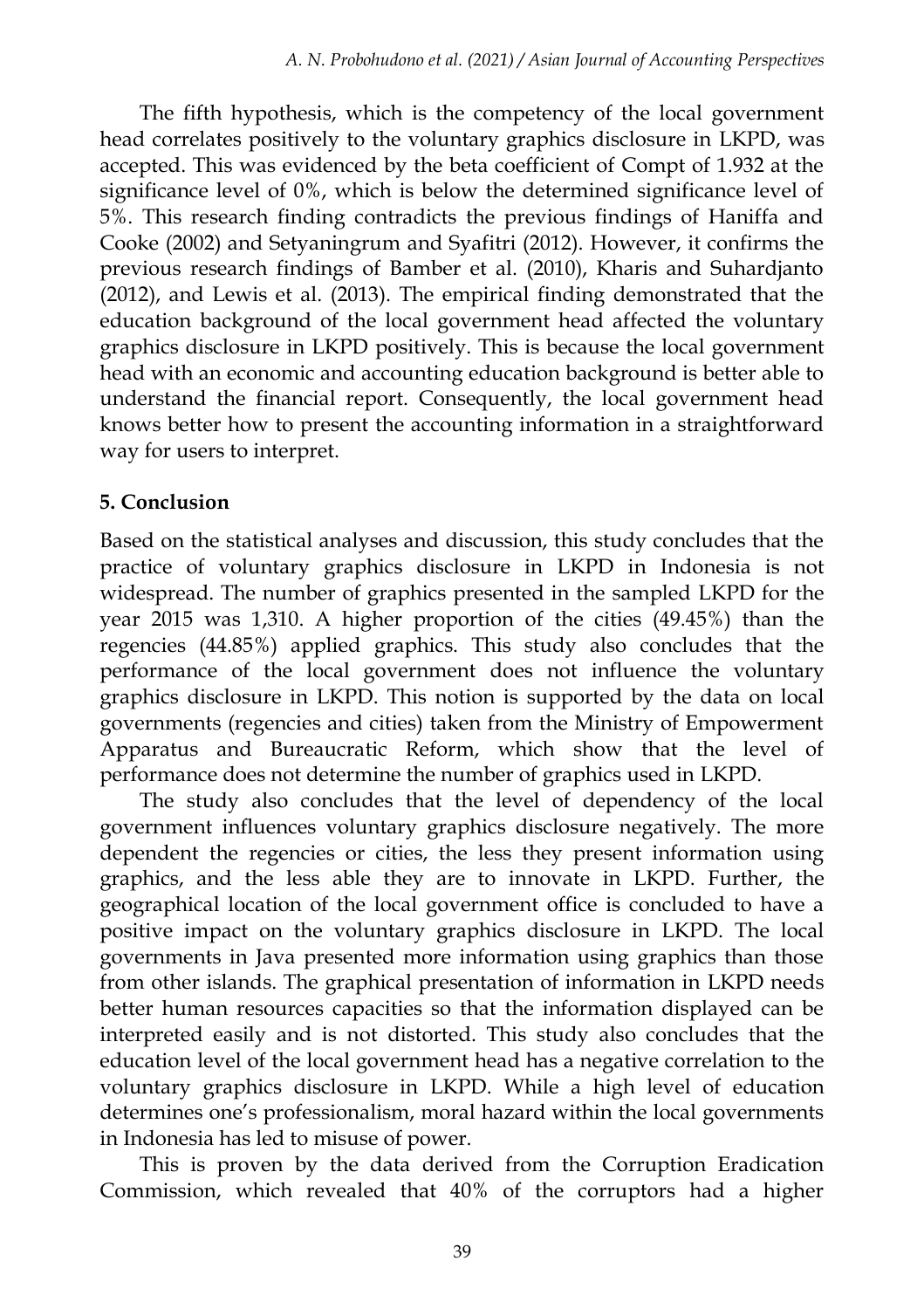The fifth hypothesis, which is the competency of the local government head correlates positively to the voluntary graphics disclosure in LKPD, was accepted. This was evidenced by the beta coefficient of Compt of 1.932 at the significance level of 0%, which is below the determined significance level of 5%. This research finding contradicts the previous findings of Haniffa and Cooke (2002) and Setyaningrum and Syafitri (2012). However, it confirms the previous research findings of Bamber et al. (2010), Kharis and Suhardjanto (2012), and Lewis et al. (2013). The empirical finding demonstrated that the education background of the local government head affected the voluntary graphics disclosure in LKPD positively. This is because the local government head with an economic and accounting education background is better able to understand the financial report. Consequently, the local government head knows better how to present the accounting information in a straightforward way for users to interpret.

## 5. Conclusion

Based on the statistical analyses and discussion, this study concludes that the practice of voluntary graphics disclosure in LKPD in Indonesia is not widespread. The number of graphics presented in the sampled LKPD for the year 2015 was 1,310. A higher proportion of the cities (49.45%) than the regencies (44.85%) applied graphics. This study also concludes that the performance of the local government does not influence the voluntary graphics disclosure in LKPD. This notion is supported by the data on local governments (regencies and cities) taken from the Ministry of Empowerment Apparatus and Bureaucratic Reform, which show that the level of performance does not determine the number of graphics used in LKPD.

The study also concludes that the level of dependency of the local government influences voluntary graphics disclosure negatively. The more dependent the regencies or cities, the less they present information using graphics, and the less able they are to innovate in LKPD. Further, the geographical location of the local government office is concluded to have a positive impact on the voluntary graphics disclosure in LKPD. The local governments in Java presented more information using graphics than those from other islands. The graphical presentation of information in LKPD needs better human resources capacities so that the information displayed can be interpreted easily and is not distorted. This study also concludes that the education level of the local government head has a negative correlation to the voluntary graphics disclosure in LKPD. While a high level of education determines one's professionalism, moral hazard within the local governments in Indonesia has led to misuse of power.

This is proven by the data derived from the Corruption Eradication Commission, which revealed that 40% of the corruptors had a higher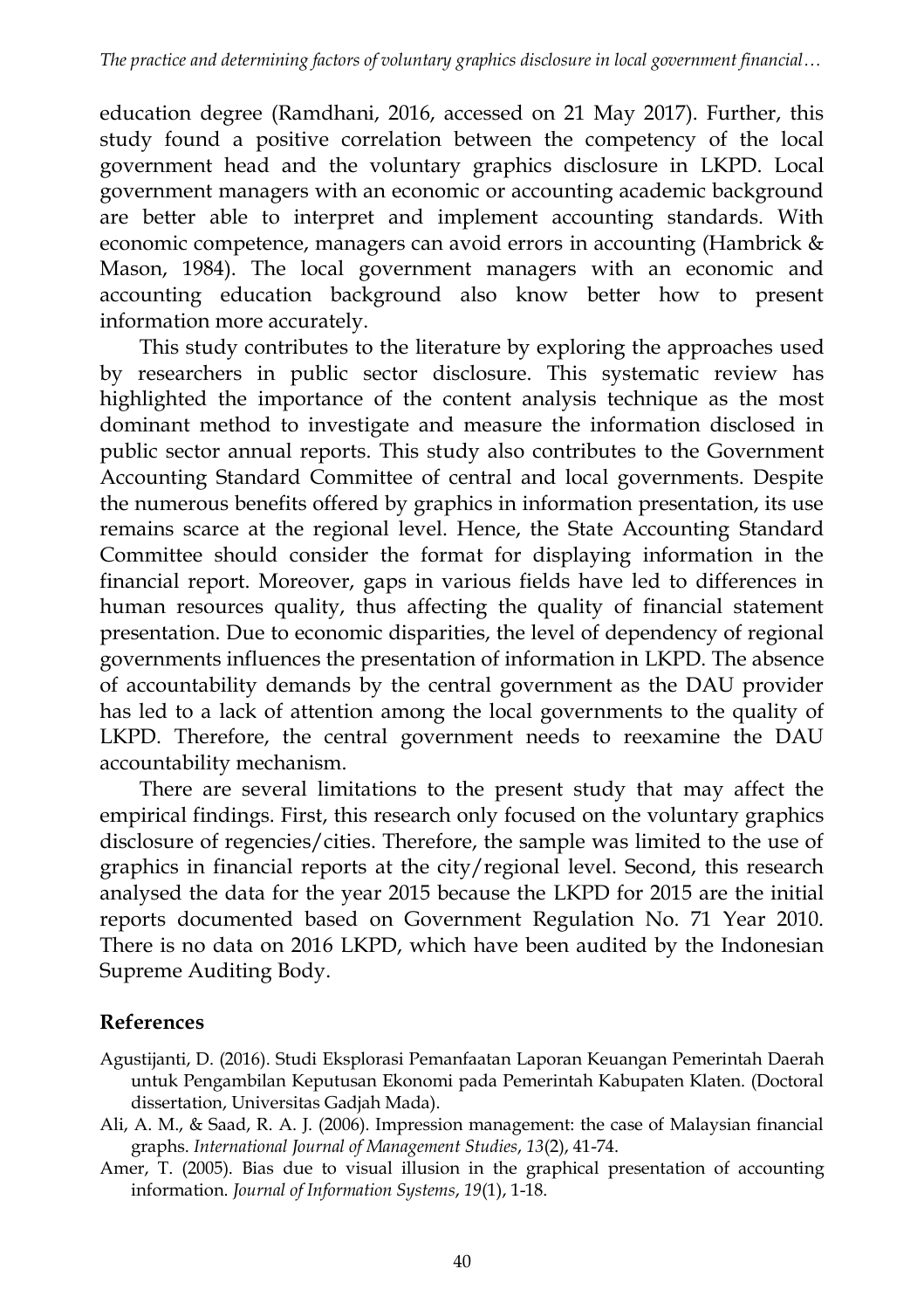education degree (Ramdhani, 2016, accessed on 21 May 2017). Further, this study found a positive correlation between the competency of the local government head and the voluntary graphics disclosure in LKPD. Local government managers with an economic or accounting academic background are better able to interpret and implement accounting standards. With economic competence, managers can avoid errors in accounting (Hambrick & Mason, 1984). The local government managers with an economic and accounting education background also know better how to present information more accurately.

This study contributes to the literature by exploring the approaches used by researchers in public sector disclosure. This systematic review has highlighted the importance of the content analysis technique as the most dominant method to investigate and measure the information disclosed in public sector annual reports. This study also contributes to the Government Accounting Standard Committee of central and local governments. Despite the numerous benefits offered by graphics in information presentation, its use remains scarce at the regional level. Hence, the State Accounting Standard Committee should consider the format for displaying information in the financial report. Moreover, gaps in various fields have led to differences in human resources quality, thus affecting the quality of financial statement presentation. Due to economic disparities, the level of dependency of regional governments influences the presentation of information in LKPD. The absence of accountability demands by the central government as the DAU provider has led to a lack of attention among the local governments to the quality of LKPD. Therefore, the central government needs to reexamine the DAU accountability mechanism.

There are several limitations to the present study that may affect the empirical findings. First, this research only focused on the voluntary graphics disclosure of regencies/cities. Therefore, the sample was limited to the use of graphics in financial reports at the city/regional level. Second, this research analysed the data for the year 2015 because the LKPD for 2015 are the initial reports documented based on Government Regulation No. 71 Year 2010. There is no data on 2016 LKPD, which have been audited by the Indonesian Supreme Auditing Body.

## References

Agustijanti, D. (2016). Studi Eksplorasi Pemanfaatan Laporan Keuangan Pemerintah Daerah untuk Pengambilan Keputusan Ekonomi pada Pemerintah Kabupaten Klaten. (Doctoral dissertation, Universitas Gadjah Mada).

Ali, A. M., & Saad, R. A. J. (2006). Impression management: the case of Malaysian financial graphs. *International Journal of Management Studies*, *13*(2), 41-74.

Amer, T. (2005). Bias due to visual illusion in the graphical presentation of accounting information. *Journal of Information Systems*, *19*(1), 1-18.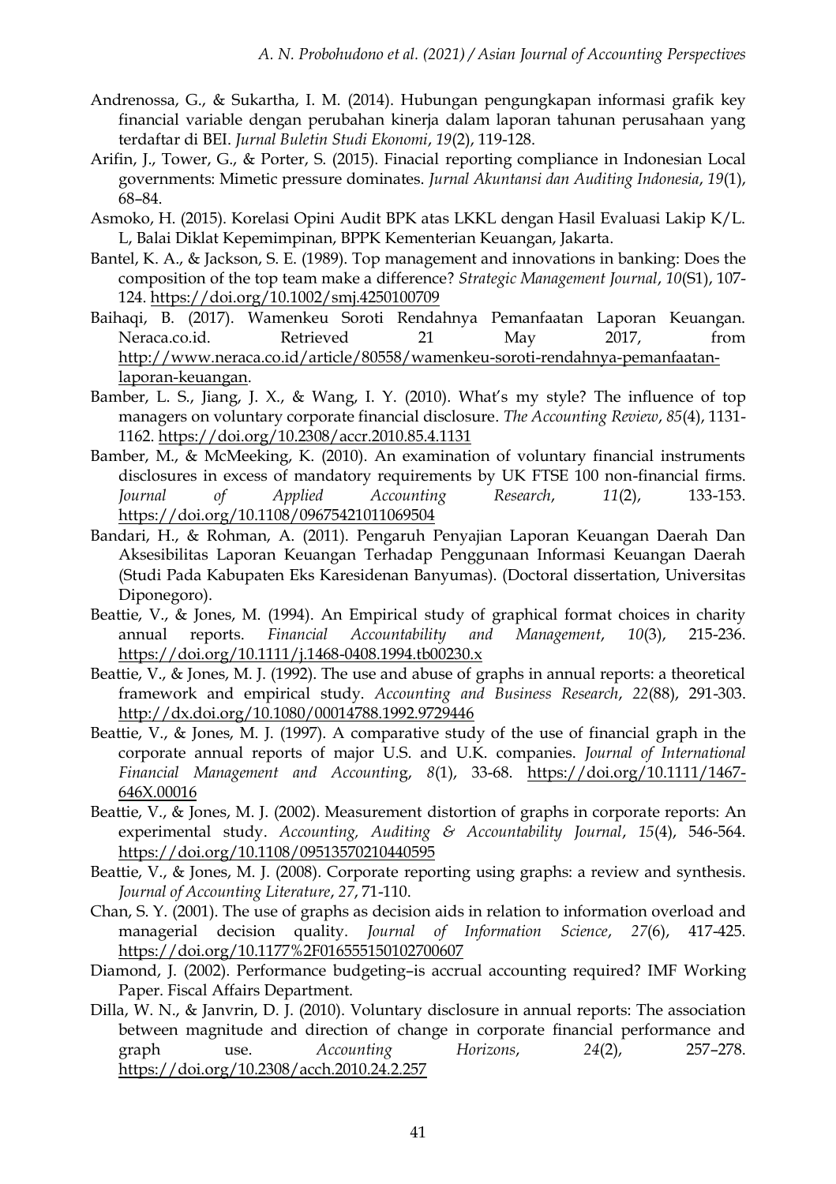Andrenossa, G., & Sukartha, I. M. (2014). Hubungan pengungkapan informasi grafik key financial variable dengan perubahan kinerja dalam laporan tahunan perusahaan yang terdaftar di BEI. *Jurnal Buletin Studi Ekonomi*, *19*(2), 119-128.

Arifin, J., Tower, G., & Porter, S. (2015). Finacial reporting compliance in Indonesian Local governments: Mimetic pressure dominates. *Jurnal Akuntansi dan Auditing Indonesia*, *19*(1), 68–84.

Asmoko, H. (2015). Korelasi Opini Audit BPK atas LKKL dengan Hasil Evaluasi Lakip K/L. L, Balai Diklat Kepemimpinan, BPPK Kementerian Keuangan, Jakarta.

Bantel, K. A., & Jackson, S. E. (1989). Top management and innovations in banking: Does the composition of the top team make a difference? *Strategic Management Journal*, *10*(S1), 107-124. https://doi.org/10.1002/smj.4250100709

Baihaqi, B. (2017). Wamenkeu Soroti Rendahnya Pemanfaatan Laporan Keuangan. Neraca.co.id. Retrieved 21 May 2017, from http://www.neraca.co.id/article/80558/wamenkeu-soroti-rendahnya-pemanfaatan-laporan-keuangan.

Bamber, L. S., Jiang, J. X., & Wang, I. Y. (2010). What's my style? The influence of top managers on voluntary corporate financial disclosure. *The Accounting Review*, *85*(4), 1131-1162. https://doi.org/10.2308/accr.2010.85.4.1131

Bamber, M., & McMeeking, K. (2010). An examination of voluntary financial instruments disclosures in excess of mandatory requirements by UK FTSE 100 non-financial firms. *Journal of Applied Accounting Research*, *11*(2), 133-153. https://doi.org/10.1108/09675421011069504

Bandari, H., & Rohman, A. (2011). Pengaruh Penyajian Laporan Keuangan Daerah Dan Aksesibilitas Laporan Keuangan Terhadap Penggunaan Informasi Keuangan Daerah (Studi Pada Kabupaten Eks Karesidenan Banyumas). (Doctoral dissertation, Universitas Diponegoro).

Beattie, V., & Jones, M. (1994). An Empirical study of graphical format choices in charity annual reports. *Financial Accountability and Management*, *10*(3), 215-236. https://doi.org/10.1111/j.1468-0408.1994.tb00230.x

Beattie, V., & Jones, M. J. (1992). The use and abuse of graphs in annual reports: a theoretical framework and empirical study. *Accounting and Business Research*, *22*(88), 291-303. http://dx.doi.org/10.1080/00014788.1992.9729446

Beattie, V., & Jones, M. J. (1997). A comparative study of the use of financial graph in the corporate annual reports of major U.S. and U.K. companies. *Journal of International Financial Management and Accounting*, *8*(1), 33-68. https://doi.org/10.1111/1467-646X.00016

Beattie, V., & Jones, M. J. (2002). Measurement distortion of graphs in corporate reports: An experimental study. *Accounting, Auditing & Accountability Journal*, *15*(4), 546-564. https://doi.org/10.1108/09513570210440595

Beattie, V., & Jones, M. J. (2008). Corporate reporting using graphs: a review and synthesis. *Journal of Accounting Literature*, *27*, 71-110.

Chan, S. Y. (2001). The use of graphs as decision aids in relation to information overload and managerial decision quality. *Journal of Information Science*, *27*(6), 417-425. https://doi.org/10.1177%2F016555150102700607

Diamond, J. (2002). Performance budgeting–is accrual accounting required? IMF Working Paper. Fiscal Affairs Department.

Dilla, W. N., & Janvrin, D. J. (2010). Voluntary disclosure in annual reports: The association between magnitude and direction of change in corporate financial performance and graph use. *Accounting Horizons*, *24*(2), 257–278. https://doi.org/10.2308/acch.2010.24.2.257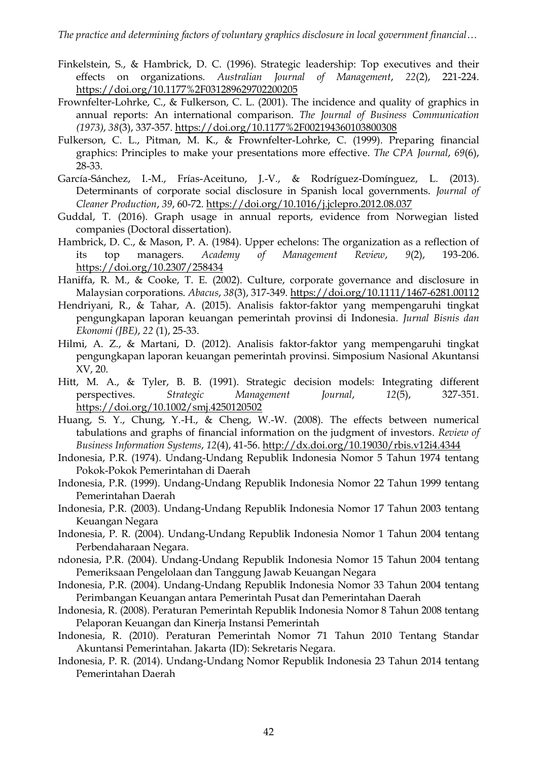Finkelstein, S., & Hambrick, D. C. (1996). Strategic leadership: Top executives and their effects on organizations. *Australian Journal of Management*, *22*(2), 221-224. https://doi.org/10.1177%2F031289629702200205

Frownfelter-Lohrke, C., & Fulkerson, C. L. (2001). The incidence and quality of graphics in annual reports: An international comparison. *The Journal of Business Communication (1973)*, *38*(3), 337-357. https://doi.org/10.1177%2F002194360103800308

Fulkerson, C. L., Pitman, M. K., & Frownfelter-Lohrke, C. (1999). Preparing financial graphics: Principles to make your presentations more effective. *The CPA Journal*, *69*(6), 28-33.

García-Sánchez, I.-M., Frías-Aceituno, J.-V., & Rodríguez-Domínguez, L. (2013). Determinants of corporate social disclosure in Spanish local governments. *Journal of Cleaner Production*, *39*, 60-72. https://doi.org/10.1016/j.jclepro.2012.08.037

Guddal, T. (2016). Graph usage in annual reports, evidence from Norwegian listed companies (Doctoral dissertation).

Hambrick, D. C., & Mason, P. A. (1984). Upper echelons: The organization as a reflection of its top managers. *Academy of Management Review*, *9*(2), 193-206. https://doi.org/10.2307/258434

Haniffa, R. M., & Cooke, T. E. (2002). Culture, corporate governance and disclosure in Malaysian corporations. *Abacus*, *38*(3), 317-349. https://doi.org/10.1111/1467-6281.00112

Hendriyani, R., & Tahar, A. (2015). Analisis faktor-faktor yang mempengaruhi tingkat pengungkapan laporan keuangan pemerintah provinsi di Indonesia. *Jurnal Bisnis dan Ekonomi (JBE)*, *22* (1), 25-33.

Hilmi, A. Z., & Martani, D. (2012). Analisis faktor-faktor yang mempengaruhi tingkat pengungkapan laporan keuangan pemerintah provinsi. Simposium Nasional Akuntansi XV, 20.

Hitt, M. A., & Tyler, B. B. (1991). Strategic decision models: Integrating different perspectives. *Strategic Management Journal*, *12*(5), 327-351. https://doi.org/10.1002/smj.4250120502

Huang, S. Y., Chung, Y.-H., & Cheng, W.-W. (2008). The effects between numerical tabulations and graphs of financial information on the judgment of investors. *Review of Business Information Systems*, *12*(4), 41-56. http://dx.doi.org/10.19030/rbis.v12i4.4344

Indonesia, P.R. (1974). Undang-Undang Republik Indonesia Nomor 5 Tahun 1974 tentang Pokok-Pokok Pemerintahan di Daerah

Indonesia, P.R. (1999). Undang-Undang Republik Indonesia Nomor 22 Tahun 1999 tentang Pemerintahan Daerah

Indonesia, P.R. (2003). Undang-Undang Republik Indonesia Nomor 17 Tahun 2003 tentang Keuangan Negara

Indonesia, P. R. (2004). Undang-Undang Republik Indonesia Nomor 1 Tahun 2004 tentang Perbendaharaan Negara.

ndonesia, P.R. (2004). Undang-Undang Republik Indonesia Nomor 15 Tahun 2004 tentang Pemeriksaan Pengelolaan dan Tanggung Jawab Keuangan Negara

Indonesia, P.R. (2004). Undang-Undang Republik Indonesia Nomor 33 Tahun 2004 tentang Perimbangan Keuangan antara Pemerintah Pusat dan Pemerintahan Daerah

Indonesia, R. (2008). Peraturan Pemerintah Republik Indonesia Nomor 8 Tahun 2008 tentang Pelaporan Keuangan dan Kinerja Instansi Pemerintah

Indonesia, R. (2010). Peraturan Pemerintah Nomor 71 Tahun 2010 Tentang Standar Akuntansi Pemerintahan. Jakarta (ID): Sekretaris Negara.

Indonesia, P. R. (2014). Undang-Undang Nomor Republik Indonesia 23 Tahun 2014 tentang Pemerintahan Daerah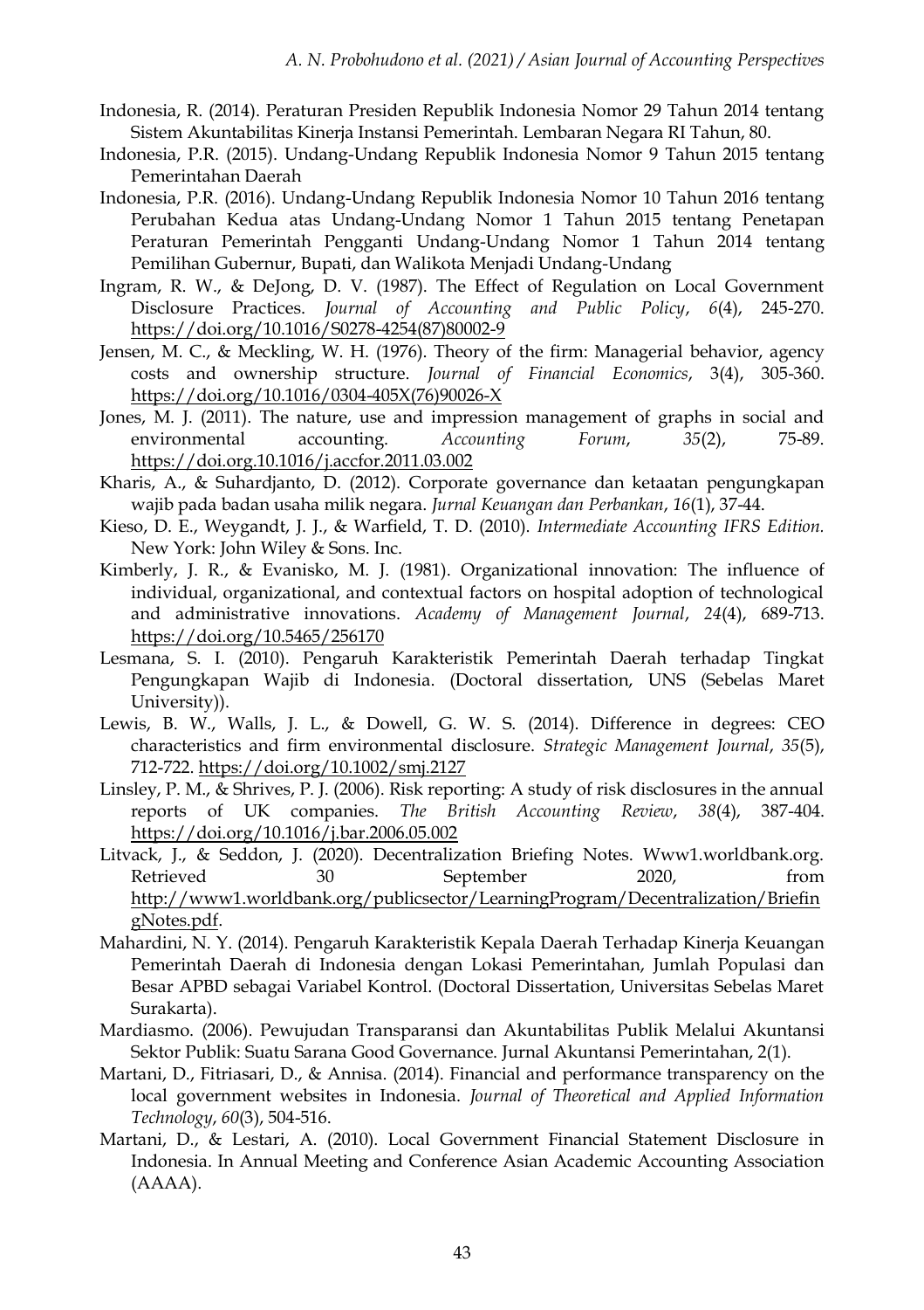Indonesia, R. (2014). Peraturan Presiden Republik Indonesia Nomor 29 Tahun 2014 tentang Sistem Akuntabilitas Kinerja Instansi Pemerintah. Lembaran Negara RI Tahun, 80.

Indonesia, P.R. (2015). Undang-Undang Republik Indonesia Nomor 9 Tahun 2015 tentang Pemerintahan Daerah

Indonesia, P.R. (2016). Undang-Undang Republik Indonesia Nomor 10 Tahun 2016 tentang Perubahan Kedua atas Undang-Undang Nomor 1 Tahun 2015 tentang Penetapan Peraturan Pemerintah Pengganti Undang-Undang Nomor 1 Tahun 2014 tentang Pemilihan Gubernur, Bupati, dan Walikota Menjadi Undang-Undang

Ingram, R. W., & DeJong, D. V. (1987). The Effect of Regulation on Local Government Disclosure Practices. *Journal of Accounting and Public Policy*, *6*(4), 245-270. https://doi.org/10.1016/S0278-4254(87)80002-9

Jensen, M. C., & Meckling, W. H. (1976). Theory of the firm: Managerial behavior, agency costs and ownership structure. *Journal of Financial Economics*, 3(4), 305-360. https://doi.org/10.1016/0304-405X(76)90026-X

Jones, M. J. (2011). The nature, use and impression management of graphs in social and environmental accounting. *Accounting Forum*, *35*(2), 75-89. https://doi.org.10.1016/j.accfor.2011.03.002

Kharis, A., & Suhardjanto, D. (2012). Corporate governance dan ketaatan pengungkapan wajib pada badan usaha milik negara. *Jurnal Keuangan dan Perbankan*, *16*(1), 37-44.

Kieso, D. E., Weygandt, J. J., & Warfield, T. D. (2010). *Intermediate Accounting IFRS Edition.* New York: John Wiley & Sons. Inc.

Kimberly, J. R., & Evanisko, M. J. (1981). Organizational innovation: The influence of individual, organizational, and contextual factors on hospital adoption of technological and administrative innovations. *Academy of Management Journal*, *24*(4), 689-713. https://doi.org/10.5465/256170

Lesmana, S. I. (2010). Pengaruh Karakteristik Pemerintah Daerah terhadap Tingkat Pengungkapan Wajib di Indonesia. (Doctoral dissertation, UNS (Sebelas Maret University)).

Lewis, B. W., Walls, J. L., & Dowell, G. W. S. (2014). Difference in degrees: CEO characteristics and firm environmental disclosure. *Strategic Management Journal*, *35*(5), 712-722. https://doi.org/10.1002/smj.2127

Linsley, P. M., & Shrives, P. J. (2006). Risk reporting: A study of risk disclosures in the annual reports of UK companies. *The British Accounting Review*, *38*(4), 387-404. https://doi.org/10.1016/j.bar.2006.05.002

Litvack, J., & Seddon, J. (2020). Decentralization Briefing Notes. Www1.worldbank.org. Retrieved 30 September 2020, from http://www1.worldbank.org/publicsector/LearningProgram/Decentralization/BriefingNotes.pdf.

Mahardini, N. Y. (2014). Pengaruh Karakteristik Kepala Daerah Terhadap Kinerja Keuangan Pemerintah Daerah di Indonesia dengan Lokasi Pemerintahan, Jumlah Populasi dan Besar APBD sebagai Variabel Kontrol. (Doctoral Dissertation, Universitas Sebelas Maret Surakarta).

Mardiasmo. (2006). Pewujudan Transparansi dan Akuntabilitas Publik Melalui Akuntansi Sektor Publik: Suatu Sarana Good Governance. Jurnal Akuntansi Pemerintahan, 2(1).

Martani, D., Fitriasari, D., & Annisa. (2014). Financial and performance transparency on the local government websites in Indonesia. *Journal of Theoretical and Applied Information Technology*, *60*(3), 504-516.

Martani, D., & Lestari, A. (2010). Local Government Financial Statement Disclosure in Indonesia. In Annual Meeting and Conference Asian Academic Accounting Association (AAAA).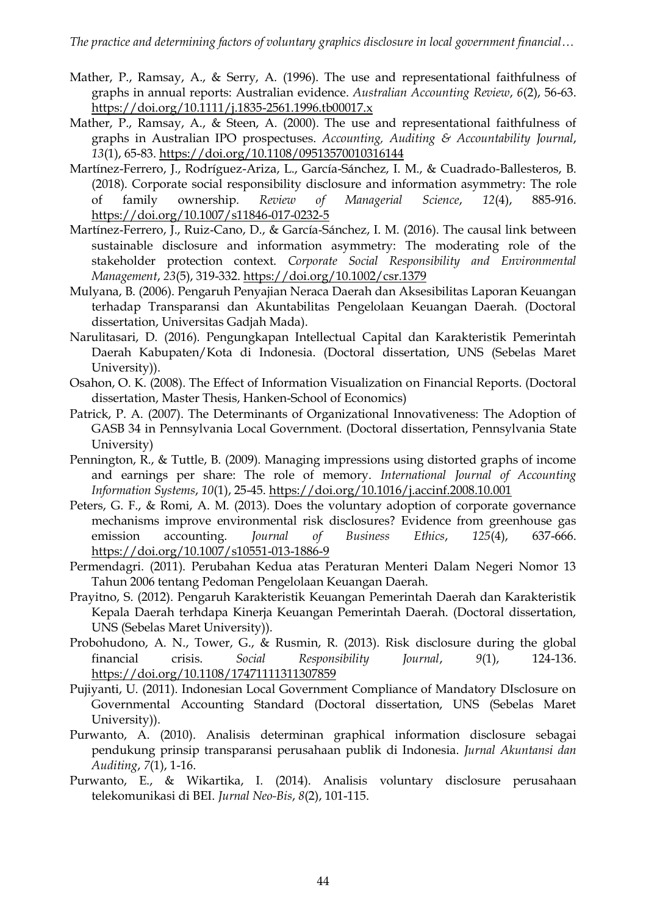Mather, P., Ramsay, A., & Serry, A. (1996). The use and representational faithfulness of graphs in annual reports: Australian evidence. *Australian Accounting Review*, *6*(2), 56-63. https://doi.org/10.1111/j.1835-2561.1996.tb00017.x

Mather, P., Ramsay, A., & Steen, A. (2000). The use and representational faithfulness of graphs in Australian IPO prospectuses. *Accounting, Auditing & Accountability Journal*, *13*(1), 65-83. https://doi.org/10.1108/09513570010316144

Martínez-Ferrero, J., Rodríguez-Ariza, L., García-Sánchez, I. M., & Cuadrado-Ballesteros, B. (2018). Corporate social responsibility disclosure and information asymmetry: The role of family ownership. *Review of Managerial Science*, *12*(4), 885-916. https://doi.org/10.1007/s11846-017-0232-5

Martínez-Ferrero, J., Ruiz-Cano, D., & García-Sánchez, I. M. (2016). The causal link between sustainable disclosure and information asymmetry: The moderating role of the stakeholder protection context. *Corporate Social Responsibility and Environmental Management*, *23*(5), 319-332. https://doi.org/10.1002/csr.1379

Mulyana, B. (2006). Pengaruh Penyajian Neraca Daerah dan Aksesibilitas Laporan Keuangan terhadap Transparansi dan Akuntabilitas Pengelolaan Keuangan Daerah. (Doctoral dissertation, Universitas Gadjah Mada).

Narulitasari, D. (2016). Pengungkapan Intellectual Capital dan Karakteristik Pemerintah Daerah Kabupaten/Kota di Indonesia. (Doctoral dissertation, UNS (Sebelas Maret University)).

Osahon, O. K. (2008). The Effect of Information Visualization on Financial Reports. (Doctoral dissertation, Master Thesis, Hanken-School of Economics)

Patrick, P. A. (2007). The Determinants of Organizational Innovativeness: The Adoption of GASB 34 in Pennsylvania Local Government. (Doctoral dissertation, Pennsylvania State University)

Pennington, R., & Tuttle, B. (2009). Managing impressions using distorted graphs of income and earnings per share: The role of memory. *International Journal of Accounting Information Systems*, *10*(1), 25-45. https://doi.org/10.1016/j.accinf.2008.10.001

Peters, G. F., & Romi, A. M. (2013). Does the voluntary adoption of corporate governance mechanisms improve environmental risk disclosures? Evidence from greenhouse gas emission accounting. *Journal of Business Ethics*, *125*(4), 637-666. https://doi.org/10.1007/s10551-013-1886-9

Permendagri. (2011). Perubahan Kedua atas Peraturan Menteri Dalam Negeri Nomor 13 Tahun 2006 tentang Pedoman Pengelolaan Keuangan Daerah.

Prayitno, S. (2012). Pengaruh Karakteristik Keuangan Pemerintah Daerah dan Karakteristik Kepala Daerah terhdapa Kinerja Keuangan Pemerintah Daerah. (Doctoral dissertation, UNS (Sebelas Maret University)).

Probohudono, A. N., Tower, G., & Rusmin, R. (2013). Risk disclosure during the global financial crisis. *Social Responsibility Journal*, *9*(1), 124-136. https://doi.org/10.1108/17471111311307859

Pujiyanti, U. (2011). Indonesian Local Government Compliance of Mandatory DIsclosure on Governmental Accounting Standard (Doctoral dissertation, UNS (Sebelas Maret University)).

Purwanto, A. (2010). Analisis determinan graphical information disclosure sebagai pendukung prinsip transparansi perusahaan publik di Indonesia. *Jurnal Akuntansi dan Auditing*, *7*(1), 1-16.

Purwanto, E., & Wikartika, I. (2014). Analisis voluntary disclosure perusahaan telekomunikasi di BEI. *Jurnal Neo-Bis*, *8*(2), 101-115.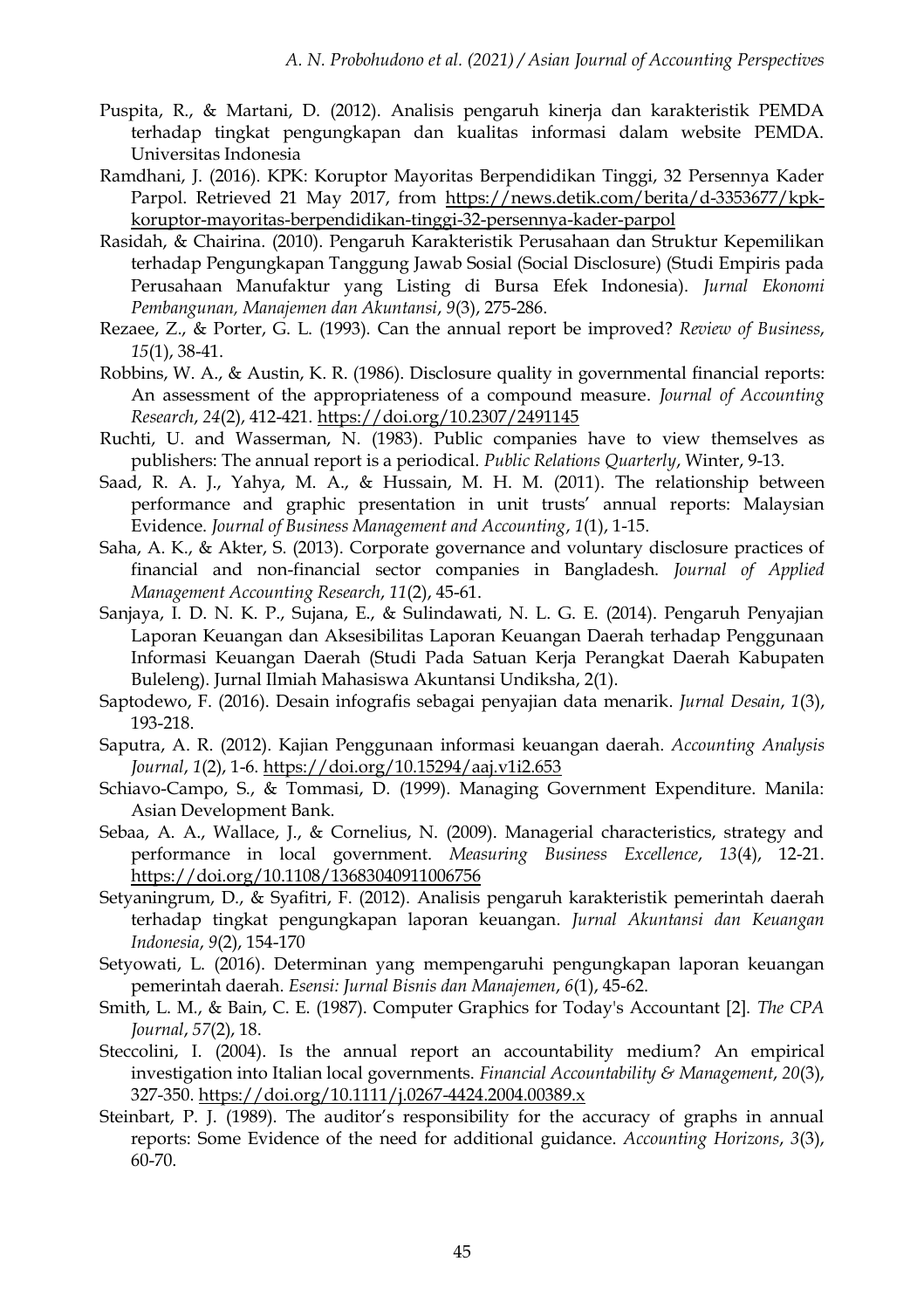Puspita, R., & Martani, D. (2012). Analisis pengaruh kinerja dan karakteristik PEMDA terhadap tingkat pengungkapan dan kualitas informasi dalam website PEMDA. Universitas Indonesia

Ramdhani, J. (2016). KPK: Koruptor Mayoritas Berpendidikan Tinggi, 32 Persennya Kader Parpol. Retrieved 21 May 2017, from https://news.detik.com/berita/d-3353677/kpk-koruptor-mayoritas-berpendidikan-tinggi-32-persennya-kader-parpol

Rasidah, & Chairina. (2010). Pengaruh Karakteristik Perusahaan dan Struktur Kepemilikan terhadap Pengungkapan Tanggung Jawab Sosial (Social Disclosure) (Studi Empiris pada Perusahaan Manufaktur yang Listing di Bursa Efek Indonesia). *Jurnal Ekonomi Pembangunan, Manajemen dan Akuntansi*, *9*(3), 275-286.

Rezaee, Z., & Porter, G. L. (1993). Can the annual report be improved? *Review of Business*, *15*(1), 38-41.

Robbins, W. A., & Austin, K. R. (1986). Disclosure quality in governmental financial reports: An assessment of the appropriateness of a compound measure. *Journal of Accounting Research*, *24*(2), 412-421. https://doi.org/10.2307/2491145

Ruchti, U. and Wasserman, N. (1983). Public companies have to view themselves as publishers: The annual report is a periodical. *Public Relations Quarterly*, Winter, 9-13.

Saad, R. A. J., Yahya, M. A., & Hussain, M. H. M. (2011). The relationship between performance and graphic presentation in unit trusts' annual reports: Malaysian Evidence. *Journal of Business Management and Accounting*, *1*(1), 1-15.

Saha, A. K., & Akter, S. (2013). Corporate governance and voluntary disclosure practices of financial and non-financial sector companies in Bangladesh. *Journal of Applied Management Accounting Research*, *11*(2), 45-61.

Sanjaya, I. D. N. K. P., Sujana, E., & Sulindawati, N. L. G. E. (2014). Pengaruh Penyajian Laporan Keuangan dan Aksesibilitas Laporan Keuangan Daerah terhadap Penggunaan Informasi Keuangan Daerah (Studi Pada Satuan Kerja Perangkat Daerah Kabupaten Buleleng). Jurnal Ilmiah Mahasiswa Akuntansi Undiksha, 2(1).

Saptodewo, F. (2016). Desain infografis sebagai penyajian data menarik. *Jurnal Desain*, *1*(3), 193-218.

Saputra, A. R. (2012). Kajian Penggunaan informasi keuangan daerah. *Accounting Analysis Journal*, *1*(2), 1-6. https://doi.org/10.15294/aaj.v1i2.653

Schiavo-Campo, S., & Tommasi, D. (1999). Managing Government Expenditure. Manila: Asian Development Bank.

Sebaa, A. A., Wallace, J., & Cornelius, N. (2009). Managerial characteristics, strategy and performance in local government. *Measuring Business Excellence*, *13*(4), 12-21. https://doi.org/10.1108/13683040911006756

Setyaningrum, D., & Syafitri, F. (2012). Analisis pengaruh karakteristik pemerintah daerah terhadap tingkat pengungkapan laporan keuangan. *Jurnal Akuntansi dan Keuangan Indonesia*, *9*(2), 154-170

Setyowati, L. (2016). Determinan yang mempengaruhi pengungkapan laporan keuangan pemerintah daerah. *Esensi: Jurnal Bisnis dan Manajemen*, *6*(1), 45-62.

Smith, L. M., & Bain, C. E. (1987). Computer Graphics for Today's Accountant [2]. *The CPA Journal*, *57*(2), 18.

Steccolini, I. (2004). Is the annual report an accountability medium? An empirical investigation into Italian local governments. *Financial Accountability & Management*, *20*(3), 327-350. https://doi.org/10.1111/j.0267-4424.2004.00389.x

Steinbart, P. J. (1989). The auditor's responsibility for the accuracy of graphs in annual reports: Some Evidence of the need for additional guidance. *Accounting Horizons*, *3*(3), 60-70.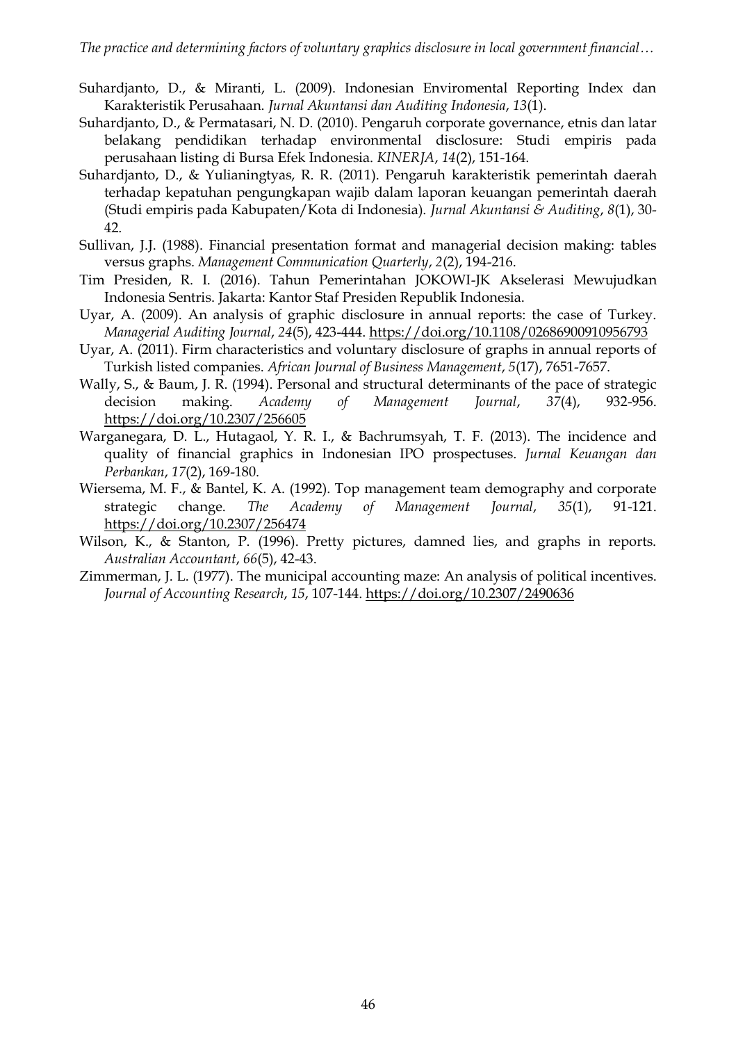Suhardjanto, D., & Miranti, L. (2009). Indonesian Enviromental Reporting Index dan Karakteristik Perusahaan. *Jurnal Akuntansi dan Auditing Indonesia*, *13*(1).

Suhardjanto, D., & Permatasari, N. D. (2010). Pengaruh corporate governance, etnis dan latar belakang pendidikan terhadap environmental disclosure: Studi empiris pada perusahaan listing di Bursa Efek Indonesia. *KINERJA*, *14*(2), 151-164.

Suhardjanto, D., & Yulianingtyas, R. R. (2011). Pengaruh karakteristik pemerintah daerah terhadap kepatuhan pengungkapan wajib dalam laporan keuangan pemerintah daerah (Studi empiris pada Kabupaten/Kota di Indonesia). *Jurnal Akuntansi & Auditing*, *8*(1), 30-42.

Sullivan, J.J. (1988). Financial presentation format and managerial decision making: tables versus graphs. *Management Communication Quarterly*, *2*(2), 194-216.

Tim Presiden, R. I. (2016). Tahun Pemerintahan JOKOWI-JK Akselerasi Mewujudkan Indonesia Sentris. Jakarta: Kantor Staf Presiden Republik Indonesia.

Uyar, A. (2009). An analysis of graphic disclosure in annual reports: the case of Turkey. *Managerial Auditing Journal*, *24*(5), 423-444. https://doi.org/10.1108/02686900910956793

Uyar, A. (2011). Firm characteristics and voluntary disclosure of graphs in annual reports of Turkish listed companies. *African Journal of Business Management*, *5*(17), 7651-7657.

Wally, S., & Baum, J. R. (1994). Personal and structural determinants of the pace of strategic decision making. *Academy of Management Journal*, *37*(4), 932-956. https://doi.org/10.2307/256605

Warganegara, D. L., Hutagaol, Y. R. I., & Bachrumsyah, T. F. (2013). The incidence and quality of financial graphics in Indonesian IPO prospectuses. *Jurnal Keuangan dan Perbankan*, *17*(2), 169-180.

Wiersema, M. F., & Bantel, K. A. (1992). Top management team demography and corporate strategic change. *The Academy of Management Journal*, *35*(1), 91-121. https://doi.org/10.2307/256474

Wilson, K., & Stanton, P. (1996). Pretty pictures, damned lies, and graphs in reports. *Australian Accountant*, *66*(5), 42-43.

Zimmerman, J. L. (1977). The municipal accounting maze: An analysis of political incentives. *Journal of Accounting Research*, *15*, 107-144. https://doi.org/10.2307/2490636